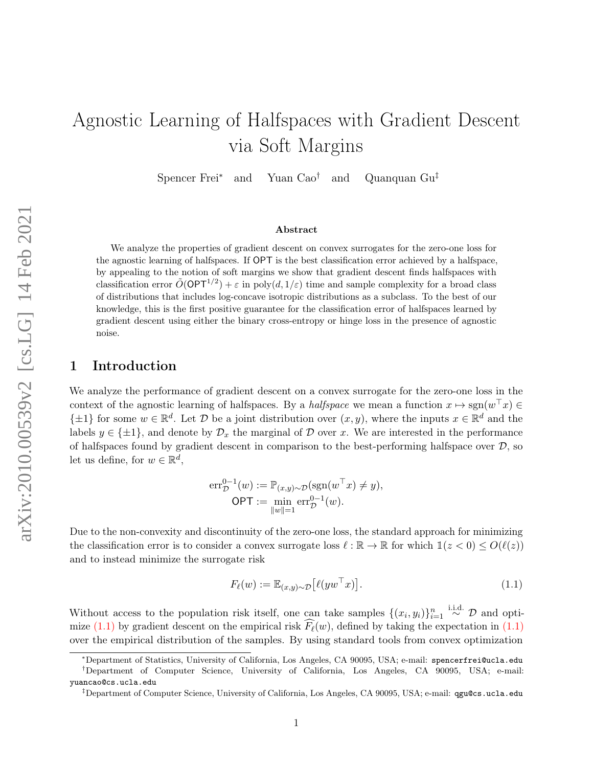# Agnostic Learning of Halfspaces with Gradient Descent via Soft Margins

Spencer Frei[*] and Yuan Cao[†] and Quanquan Gu[‡]

### Abstract

We analyze the properties of gradient descent on convex surrogates for the zero-one loss for the agnostic learning of halfspaces. If $\mathsf{OPT}$ is the best classification error achieved by a halfspace, by appealing to the notion of soft margins we show that gradient descent finds halfspaces with classification error $\tilde{O}(\mathsf{OPT}^{1/2}) + \varepsilon$ in $\mathrm{poly}(d, 1/\varepsilon)$ time and sample complexity for a broad class of distributions that includes log-concave isotropic distributions as a subclass. To the best of our knowledge, this is the first positive guarantee for the classification error of halfspaces learned by gradient descent using either the binary cross-entropy or hinge loss in the presence of agnostic noise.

## 1 Introduction

We analyze the performance of gradient descent on a convex surrogate for the zero-one loss in the context of the agnostic learning of halfspaces. By a *halfspace* we mean a function $x \mapsto \mathrm{sgn}(w^\top x) \in \{\pm 1\}$ for some $w \in \mathbb{R}^d$. Let $\mathcal{D}$ be a joint distribution over $(x, y)$, where the inputs $x \in \mathbb{R}^d$ and the labels $y \in \{\pm 1\}$, and denote by $\mathcal{D}_x$ the marginal of $\mathcal{D}$ over $x$. We are interested in the performance of halfspaces found by gradient descent in comparison to the best-performing halfspace over $\mathcal{D}$, so let us define, for $w \in \mathbb{R}^d$,

$$\mathrm{err}_{\mathcal{D}}^{0-1}(w) := \mathbb{P}_{(x,y)\sim\mathcal{D}}(\mathrm{sgn}(w^\top x) \neq y),$$
$$\mathsf{OPT} := \min_{\|w\|=1} \mathrm{err}_{\mathcal{D}}^{0-1}(w).$$

Due to the non-convexity and discontinuity of the zero-one loss, the standard approach for minimizing the classification error is to consider a convex surrogate loss $\ell : \mathbb{R} \to \mathbb{R}$ for which $\mathbb{1}(z < 0) \leq O(\ell(z))$ and to instead minimize the surrogate risk

$$F_\ell(w) := \mathbb{E}_{(x,y)\sim\mathcal{D}}\big[\ell(y w^\top x)\big]. \tag{1.1}$$

Without access to the population risk itself, one can take samples $\{(x_i, y_i)\}_{i=1}^n \overset{\text{i.i.d.}}{\sim} \mathcal{D}$ and optimize (1.1) by gradient descent on the empirical risk $\widehat{F}_\ell(w)$, defined by taking the expectation in (1.1) over the empirical distribution of the samples. By using standard tools from convex optimization

---

[*] Department of Statistics, University of California, Los Angeles, CA 90095, USA; e-mail: spencerfrei@ucla.edu

[†] Department of Computer Science, University of California, Los Angeles, CA 90095, USA; e-mail: yuancao@cs.ucla.edu

[‡] Department of Computer Science, University of California, Los Angeles, CA 90095, USA; e-mail: qgu@cs.ucla.edu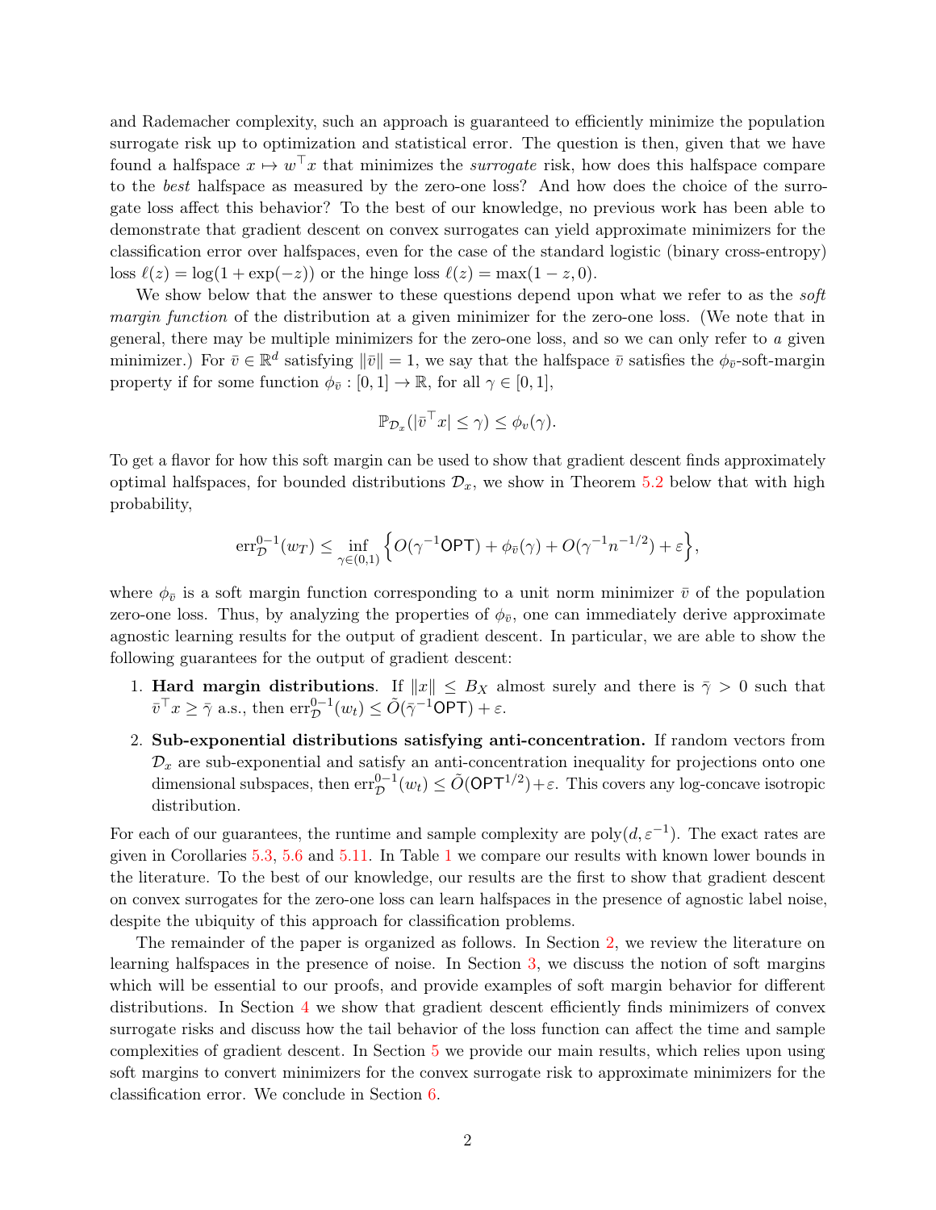and Rademacher complexity, such an approach is guaranteed to efficiently minimize the population surrogate risk up to optimization and statistical error. The question is then, given that we have found a halfspace $x \mapsto w^\top x$ that minimizes the *surrogate* risk, how does this halfspace compare to the *best* halfspace as measured by the zero-one loss? And how does the choice of the surrogate loss affect this behavior? To the best of our knowledge, no previous work has been able to demonstrate that gradient descent on convex surrogates can yield approximate minimizers for the classification error over halfspaces, even for the case of the standard logistic (binary cross-entropy) loss $\ell(z) = \log(1 + \exp(-z))$ or the hinge loss $\ell(z) = \max(1 - z, 0)$.

We show below that the answer to these questions depend upon what we refer to as the *soft margin function* of the distribution at a given minimizer for the zero-one loss. (We note that in general, there may be multiple minimizers for the zero-one loss, and so we can only refer to *a* given minimizer.) For $\bar{v} \in \mathbb{R}^d$ satisfying $\|\bar{v}\| = 1$, we say that the halfspace $\bar{v}$ satisfies the $\phi_{\bar{v}}$-soft-margin property if for some function $\phi_{\bar{v}} : [0, 1] \to \mathbb{R}$, for all $\gamma \in [0, 1]$,

$$\mathbb{P}_{\mathcal{D}_x}(|\bar{v}^\top x| \leq \gamma) \leq \phi_v(\gamma).$$

To get a flavor for how this soft margin can be used to show that gradient descent finds approximately optimal halfspaces, for bounded distributions $\mathcal{D}_x$, we show in Theorem 5.2 below that with high probability,

$$\mathrm{err}^{0-1}_{\mathcal{D}}(w_T) \leq \inf_{\gamma \in (0,1)} \Big\{ O(\gamma^{-1}\mathsf{OPT}) + \phi_{\bar{v}}(\gamma) + O(\gamma^{-1} n^{-1/2}) + \varepsilon \Big\},$$

where $\phi_{\bar{v}}$ is a soft margin function corresponding to a unit norm minimizer $\bar{v}$ of the population zero-one loss. Thus, by analyzing the properties of $\phi_{\bar{v}}$, one can immediately derive approximate agnostic learning results for the output of gradient descent. In particular, we are able to show the following guarantees for the output of gradient descent:

1. **Hard margin distributions**. If $\|x\| \leq B_X$ almost surely and there is $\bar{\gamma} > 0$ such that $\bar{v}^\top x \geq \bar{\gamma}$ a.s., then $\mathrm{err}^{0-1}_{\mathcal{D}}(w_t) \leq \tilde{O}(\bar{\gamma}^{-1}\mathsf{OPT}) + \varepsilon$.
2. **Sub-exponential distributions satisfying anti-concentration.** If random vectors from $\mathcal{D}_x$ are sub-exponential and satisfy an anti-concentration inequality for projections onto one dimensional subspaces, then $\mathrm{err}^{0-1}_{\mathcal{D}}(w_t) \leq \tilde{O}(\mathsf{OPT}^{1/2}) + \varepsilon$. This covers any log-concave isotropic distribution.

For each of our guarantees, the runtime and sample complexity are $\mathrm{poly}(d, \varepsilon^{-1})$. The exact rates are given in Corollaries 5.3, 5.6 and 5.11. In Table 1 we compare our results with known lower bounds in the literature. To the best of our knowledge, our results are the first to show that gradient descent on convex surrogates for the zero-one loss can learn halfspaces in the presence of agnostic label noise, despite the ubiquity of this approach for classification problems.

The remainder of the paper is organized as follows. In Section 2, we review the literature on learning halfspaces in the presence of noise. In Section 3, we discuss the notion of soft margins which will be essential to our proofs, and provide examples of soft margin behavior for different distributions. In Section 4 we show that gradient descent efficiently finds minimizers of convex surrogate risks and discuss how the tail behavior of the loss function can affect the time and sample complexities of gradient descent. In Section 5 we provide our main results, which relies upon using soft margins to convert minimizers for the convex surrogate risk to approximate minimizers for the classification error. We conclude in Section 6.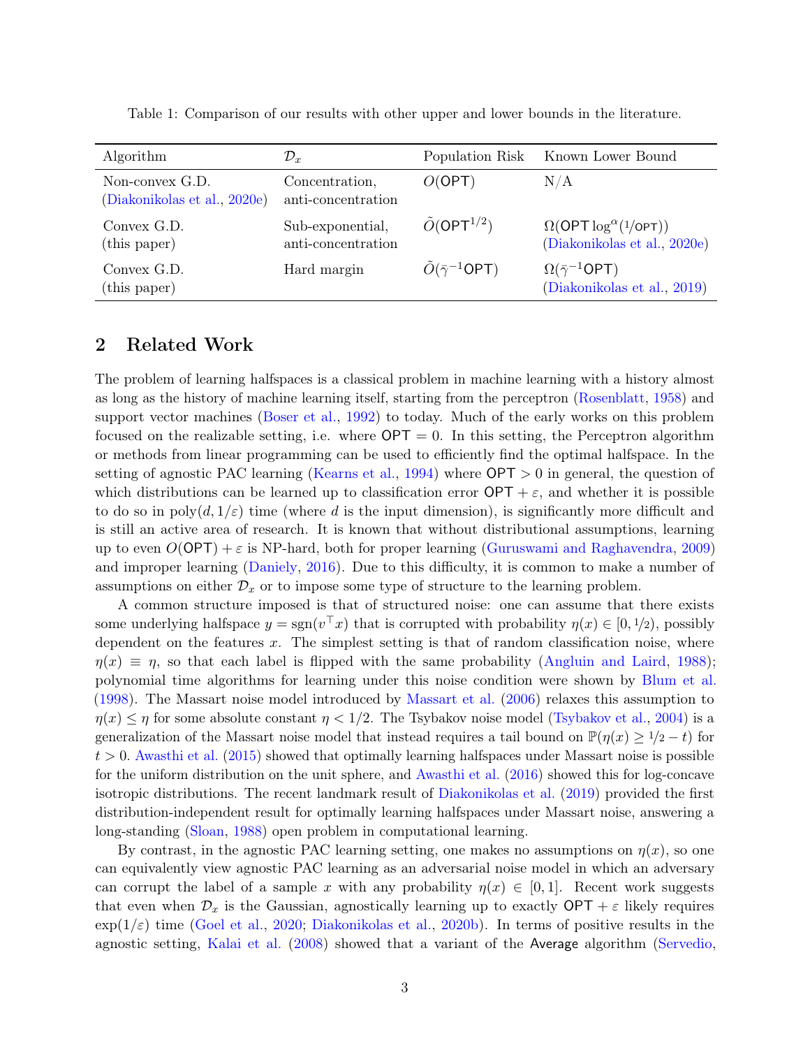Table 1: Comparison of our results with other upper and lower bounds in the literature.

| Algorithm | $\mathcal{D}_x$ | Population Risk | Known Lower Bound |
|---|---|---|---|
| Non-convex G.D. (Diakonikolas et al., 2020e) | Concentration, anti-concentration | $O(\mathsf{OPT})$ | N/A |
| Convex G.D. (this paper) | Sub-exponential, anti-concentration | $\tilde{O}(\mathsf{OPT}^{1/2})$ | $\Omega(\mathsf{OPT} \log^{\alpha}(1/\mathsf{OPT}))$ (Diakonikolas et al., 2020e) |
| Convex G.D. (this paper) | Hard margin | $\tilde{O}(\bar{\gamma}^{-1}\mathsf{OPT})$ | $\Omega(\bar{\gamma}^{-1}\mathsf{OPT})$ (Diakonikolas et al., 2019) |

## 2 Related Work

The problem of learning halfspaces is a classical problem in machine learning with a history almost as long as the history of machine learning itself, starting from the perceptron (Rosenblatt, 1958) and support vector machines (Boser et al., 1992) to today. Much of the early works on this problem focused on the realizable setting, i.e. where $\mathsf{OPT} = 0$. In this setting, the Perceptron algorithm or methods from linear programming can be used to efficiently find the optimal halfspace. In the setting of agnostic PAC learning (Kearns et al., 1994) where $\mathsf{OPT} > 0$ in general, the question of which distributions can be learned up to classification error $\mathsf{OPT} + \varepsilon$, and whether it is possible to do so in $\mathrm{poly}(d, 1/\varepsilon)$ time (where $d$ is the input dimension), is significantly more difficult and is still an active area of research. It is known that without distributional assumptions, learning up to even $O(\mathsf{OPT}) + \varepsilon$ is NP-hard, both for proper learning (Guruswami and Raghavendra, 2009) and improper learning (Daniely, 2016). Due to this difficulty, it is common to make a number of assumptions on either $\mathcal{D}_x$ or to impose some type of structure to the learning problem.

A common structure imposed is that of structured noise: one can assume that there exists some underlying halfspace $y = \mathrm{sgn}(v^\top x)$ that is corrupted with probability $\eta(x) \in [0, 1/2)$, possibly dependent on the features $x$. The simplest setting is that of random classification noise, where $\eta(x) \equiv \eta$, so that each label is flipped with the same probability (Angluin and Laird, 1988); polynomial time algorithms for learning under this noise condition were shown by Blum et al. (1998). The Massart noise model introduced by Massart et al. (2006) relaxes this assumption to $\eta(x) \leq \eta$ for some absolute constant $\eta < 1/2$. The Tsybakov noise model (Tsybakov et al., 2004) is a generalization of the Massart noise model that instead requires a tail bound on $\mathbb{P}(\eta(x) \geq 1/2 - t)$ for $t > 0$. Awasthi et al. (2015) showed that optimally learning halfspaces under Massart noise is possible for the uniform distribution on the unit sphere, and Awasthi et al. (2016) showed this for log-concave isotropic distributions. The recent landmark result of Diakonikolas et al. (2019) provided the first distribution-independent result for optimally learning halfspaces under Massart noise, answering a long-standing (Sloan, 1988) open problem in computational learning.

By contrast, in the agnostic PAC learning setting, one makes no assumptions on $\eta(x)$, so one can equivalently view agnostic PAC learning as an adversarial noise model in which an adversary can corrupt the label of a sample $x$ with any probability $\eta(x) \in [0, 1]$. Recent work suggests that even when $\mathcal{D}_x$ is the Gaussian, agnostically learning up to exactly $\mathsf{OPT} + \varepsilon$ likely requires $\exp(1/\varepsilon)$ time (Goel et al., 2020; Diakonikolas et al., 2020b). In terms of positive results in the agnostic setting, Kalai et al. (2008) showed that a variant of the Average algorithm (Servedio,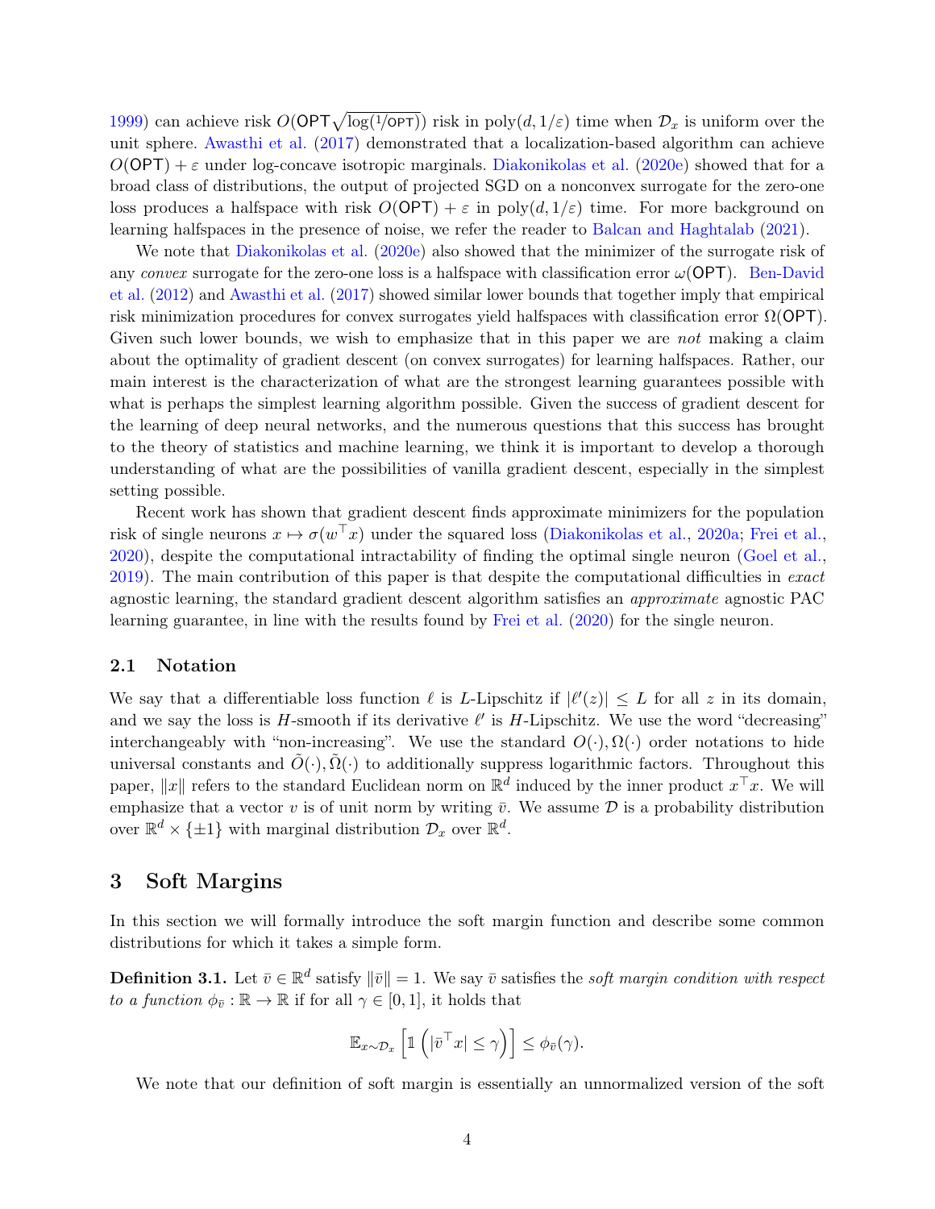1999) can achieve risk $O(\mathsf{OPT}\sqrt{\log(1/\mathsf{OPT})})$ risk in $\mathrm{poly}(d, 1/\varepsilon)$ time when $\mathcal{D}_x$ is uniform over the unit sphere. Awasthi et al. (2017) demonstrated that a localization-based algorithm can achieve $O(\mathsf{OPT}) + \varepsilon$ under log-concave isotropic marginals. Diakonikolas et al. (2020e) showed that for a broad class of distributions, the output of projected SGD on a nonconvex surrogate for the zero-one loss produces a halfspace with risk $O(\mathsf{OPT}) + \varepsilon$ in $\mathrm{poly}(d, 1/\varepsilon)$ time. For more background on learning halfspaces in the presence of noise, we refer the reader to Balcan and Haghtalab (2021).

We note that Diakonikolas et al. (2020e) also showed that the minimizer of the surrogate risk of any *convex* surrogate for the zero-one loss is a halfspace with classification error $\omega(\mathsf{OPT})$. Ben-David et al. (2012) and Awasthi et al. (2017) showed similar lower bounds that together imply that empirical risk minimization procedures for convex surrogates yield halfspaces with classification error $\Omega(\mathsf{OPT})$. Given such lower bounds, we wish to emphasize that in this paper we are *not* making a claim about the optimality of gradient descent (on convex surrogates) for learning halfspaces. Rather, our main interest is the characterization of what are the strongest learning guarantees possible with what is perhaps the simplest learning algorithm possible. Given the success of gradient descent for the learning of deep neural networks, and the numerous questions that this success has brought to the theory of statistics and machine learning, we think it is important to develop a thorough understanding of what are the possibilities of vanilla gradient descent, especially in the simplest setting possible.

Recent work has shown that gradient descent finds approximate minimizers for the population risk of single neurons $x \mapsto \sigma(w^\top x)$ under the squared loss (Diakonikolas et al., 2020a; Frei et al., 2020), despite the computational intractability of finding the optimal single neuron (Goel et al., 2019). The main contribution of this paper is that despite the computational difficulties in *exact* agnostic learning, the standard gradient descent algorithm satisfies an *approximate* agnostic PAC learning guarantee, in line with the results found by Frei et al. (2020) for the single neuron.

### 2.1 Notation

We say that a differentiable loss function $\ell$ is $L$-Lipschitz if $|\ell'(z)| \leq L$ for all $z$ in its domain, and we say the loss is $H$-smooth if its derivative $\ell'$ is $H$-Lipschitz. We use the word "decreasing" interchangeably with "non-increasing". We use the standard $O(\cdot), \Omega(\cdot)$ order notations to hide universal constants and $\tilde{O}(\cdot), \tilde{\Omega}(\cdot)$ to additionally suppress logarithmic factors. Throughout this paper, $\|x\|$ refers to the standard Euclidean norm on $\mathbb{R}^d$ induced by the inner product $x^\top x$. We will emphasize that a vector $v$ is of unit norm by writing $\bar{v}$. We assume $\mathcal{D}$ is a probability distribution over $\mathbb{R}^d \times \{\pm 1\}$ with marginal distribution $\mathcal{D}_x$ over $\mathbb{R}^d$.

## 3 Soft Margins

In this section we will formally introduce the soft margin function and describe some common distributions for which it takes a simple form.

**Definition 3.1.** Let $\bar{v} \in \mathbb{R}^d$ satisfy $\|\bar{v}\| = 1$. We say $\bar{v}$ satisfies the *soft margin condition with respect to a function* $\phi_{\bar{v}} : \mathbb{R} \to \mathbb{R}$ if for all $\gamma \in [0, 1]$, it holds that

$$\mathbb{E}_{x \sim \mathcal{D}_x}\left[\mathbb{1}\left(|\bar{v}^\top x| \leq \gamma\right)\right] \leq \phi_{\bar{v}}(\gamma).$$

We note that our definition of soft margin is essentially an unnormalized version of the soft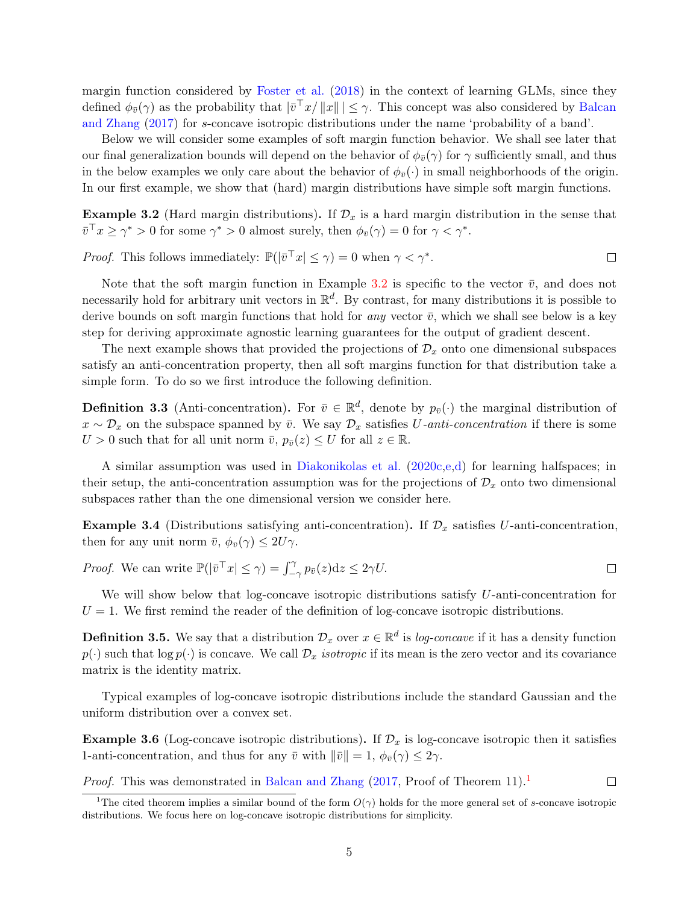margin function considered by Foster et al. (2018) in the context of learning GLMs, since they defined $\phi_{\bar{v}}(\gamma)$ as the probability that $|\bar{v}^\top x/\|x\||\leq \gamma$. This concept was also considered by Balcan and Zhang (2017) for $s$-concave isotropic distributions under the name 'probability of a band'.

Below we will consider some examples of soft margin function behavior. We shall see later that our final generalization bounds will depend on the behavior of $\phi_{\bar{v}}(\gamma)$ for $\gamma$ sufficiently small, and thus in the below examples we only care about the behavior of $\phi_{\bar{v}}(\cdot)$ in small neighborhoods of the origin. In our first example, we show that (hard) margin distributions have simple soft margin functions.

**Example 3.2** (Hard margin distributions)**.** If $\mathcal{D}_x$ is a hard margin distribution in the sense that $\bar{v}^\top x \geq \gamma^* > 0$ for some $\gamma^* > 0$ almost surely, then $\phi_{\bar{v}}(\gamma) = 0$ for $\gamma < \gamma^*$.

*Proof.* This follows immediately: $\mathbb{P}(|\bar{v}^\top x| \leq \gamma) = 0$ when $\gamma < \gamma^*$. ◻

Note that the soft margin function in Example 3.2 is specific to the vector $\bar{v}$, and does not necessarily hold for arbitrary unit vectors in $\mathbb{R}^d$. By contrast, for many distributions it is possible to derive bounds on soft margin functions that hold for *any* vector $\bar{v}$, which we shall see below is a key step for deriving approximate agnostic learning guarantees for the output of gradient descent.

The next example shows that provided the projections of $\mathcal{D}_x$ onto one dimensional subspaces satisfy an anti-concentration property, then all soft margins function for that distribution take a simple form. To do so we first introduce the following definition.

**Definition 3.3** (Anti-concentration)**.** For $\bar{v} \in \mathbb{R}^d$, denote by $p_{\bar{v}}(\cdot)$ the marginal distribution of $x \sim \mathcal{D}_x$ on the subspace spanned by $\bar{v}$. We say $\mathcal{D}_x$ satisfies $U$*-anti-concentration* if there is some $U > 0$ such that for all unit norm $\bar{v}$, $p_{\bar{v}}(z) \leq U$ for all $z \in \mathbb{R}$.

A similar assumption was used in Diakonikolas et al. (2020c,e,d) for learning halfspaces; in their setup, the anti-concentration assumption was for the projections of $\mathcal{D}_x$ onto two dimensional subspaces rather than the one dimensional version we consider here.

**Example 3.4** (Distributions satisfying anti-concentration)**.** If $\mathcal{D}_x$ satisfies $U$-anti-concentration, then for any unit norm $\bar{v}$, $\phi_{\bar{v}}(\gamma) \leq 2U\gamma$.

*Proof.* We can write $\mathbb{P}(|\bar{v}^\top x| \leq \gamma) = \int_{-\gamma}^{\gamma} p_{\bar{v}}(z)\mathrm{d}z \leq 2\gamma U$. ◻

We will show below that log-concave isotropic distributions satisfy $U$-anti-concentration for $U = 1$. We first remind the reader of the definition of log-concave isotropic distributions.

**Definition 3.5.** We say that a distribution $\mathcal{D}_x$ over $x \in \mathbb{R}^d$ is *log-concave* if it has a density function $p(\cdot)$ such that $\log p(\cdot)$ is concave. We call $\mathcal{D}_x$ *isotropic* if its mean is the zero vector and its covariance matrix is the identity matrix.

Typical examples of log-concave isotropic distributions include the standard Gaussian and the uniform distribution over a convex set.

**Example 3.6** (Log-concave isotropic distributions)**.** If $\mathcal{D}_x$ is log-concave isotropic then it satisfies 1-anti-concentration, and thus for any $\bar{v}$ with $\|\bar{v}\| = 1$, $\phi_{\bar{v}}(\gamma) \leq 2\gamma$.

*Proof.* This was demonstrated in Balcan and Zhang (2017, Proof of Theorem 11).[1] ◻

[1] The cited theorem implies a similar bound of the form $O(\gamma)$ holds for the more general set of $s$-concave isotropic distributions. We focus here on log-concave isotropic distributions for simplicity.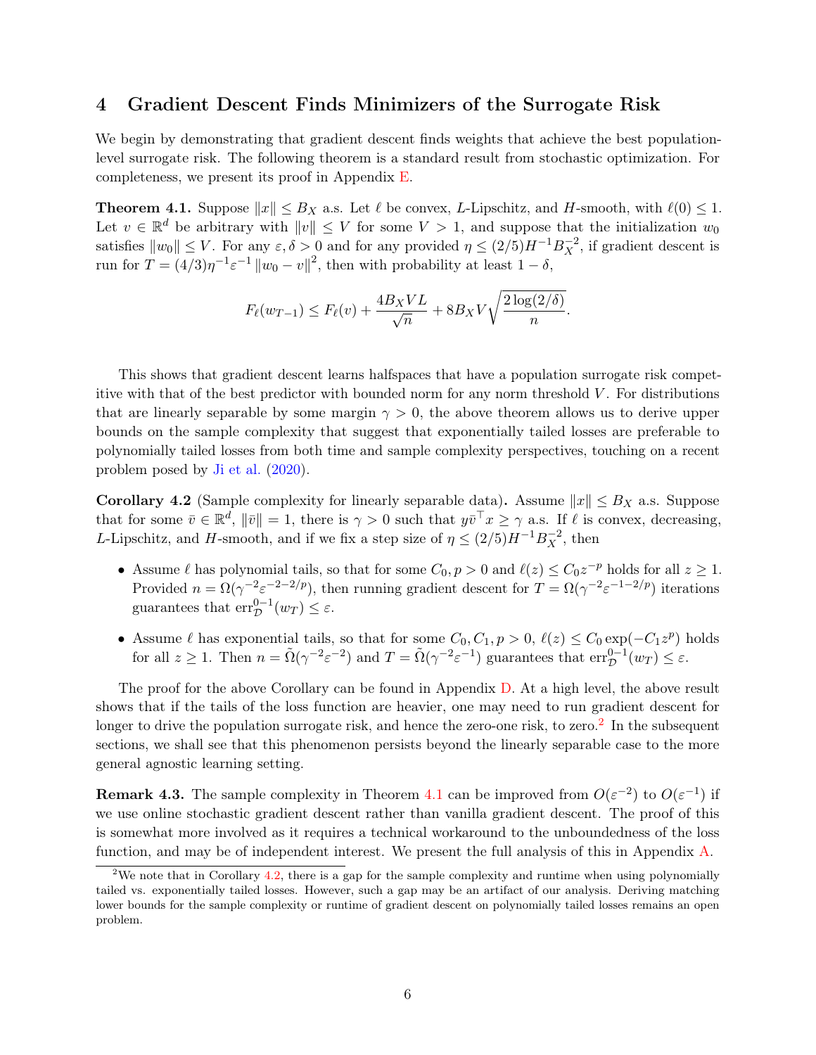## 4 Gradient Descent Finds Minimizers of the Surrogate Risk

We begin by demonstrating that gradient descent finds weights that achieve the best population-level surrogate risk. The following theorem is a standard result from stochastic optimization. For completeness, we present its proof in Appendix E.

**Theorem 4.1.** Suppose $\|x\| \le B_X$ a.s. Let $\ell$ be convex, $L$-Lipschitz, and $H$-smooth, with $\ell(0) \le 1$. Let $v \in \mathbb{R}^d$ be arbitrary with $\|v\| \le V$ for some $V > 1$, and suppose that the initialization $w_0$ satisfies $\|w_0\| \le V$. For any $\varepsilon, \delta > 0$ and for any provided $\eta \le (2/5)H^{-1}B_X^{-2}$, if gradient descent is run for $T = (4/3)\eta^{-1}\varepsilon^{-1}\|w_0 - v\|^2$, then with probability at least $1-\delta$,

$$F_\ell(w_{T-1}) \le F_\ell(v) + \frac{4B_X V L}{\sqrt{n}} + 8B_X V\sqrt{\frac{2\log(2/\delta)}{n}}.$$

This shows that gradient descent learns halfspaces that have a population surrogate risk competitive with that of the best predictor with bounded norm for any norm threshold $V$. For distributions that are linearly separable by some margin $\gamma > 0$, the above theorem allows us to derive upper bounds on the sample complexity that suggest that exponentially tailed losses are preferable to polynomially tailed losses from both time and sample complexity perspectives, touching on a recent problem posed by Ji et al. (2020).

**Corollary 4.2** (Sample complexity for linearly separable data)**.** Assume $\|x\| \le B_X$ a.s. Suppose that for some $\bar{v} \in \mathbb{R}^d$, $\|\bar{v}\| = 1$, there is $\gamma > 0$ such that $y\bar{v}^\top x \ge \gamma$ a.s. If $\ell$ is convex, decreasing, $L$-Lipschitz, and $H$-smooth, and if we fix a step size of $\eta \le (2/5)H^{-1}B_X^{-2}$, then

- Assume $\ell$ has polynomial tails, so that for some $C_0, p > 0$ and $\ell(z) \le C_0 z^{-p}$ holds for all $z \ge 1$. Provided $n = \Omega(\gamma^{-2}\varepsilon^{-2-2/p})$, then running gradient descent for $T = \Omega(\gamma^{-2}\varepsilon^{-1-2/p})$ iterations guarantees that $\mathrm{err}_{\mathcal{D}}^{0-1}(w_T) \le \varepsilon$.
- Assume $\ell$ has exponential tails, so that for some $C_0, C_1, p > 0$, $\ell(z) \le C_0 \exp(-C_1 z^p)$ holds for all $z \ge 1$. Then $n = \tilde{\Omega}(\gamma^{-2}\varepsilon^{-2})$ and $T = \tilde{\Omega}(\gamma^{-2}\varepsilon^{-1})$ guarantees that $\mathrm{err}_{\mathcal{D}}^{0-1}(w_T) \le \varepsilon$.

The proof for the above Corollary can be found in Appendix D. At a high level, the above result shows that if the tails of the loss function are heavier, one may need to run gradient descent for longer to drive the population surrogate risk, and hence the zero-one risk, to zero.[2] In the subsequent sections, we shall see that this phenomenon persists beyond the linearly separable case to the more general agnostic learning setting.

**Remark 4.3.** The sample complexity in Theorem 4.1 can be improved from $O(\varepsilon^{-2})$ to $O(\varepsilon^{-1})$ if we use online stochastic gradient descent rather than vanilla gradient descent. The proof of this is somewhat more involved as it requires a technical workaround to the unboundedness of the loss function, and may be of independent interest. We present the full analysis of this in Appendix A.

[2] We note that in Corollary 4.2, there is a gap for the sample complexity and runtime when using polynomially tailed vs. exponentially tailed losses. However, such a gap may be an artifact of our analysis. Deriving matching lower bounds for the sample complexity or runtime of gradient descent on polynomially tailed losses remains an open problem.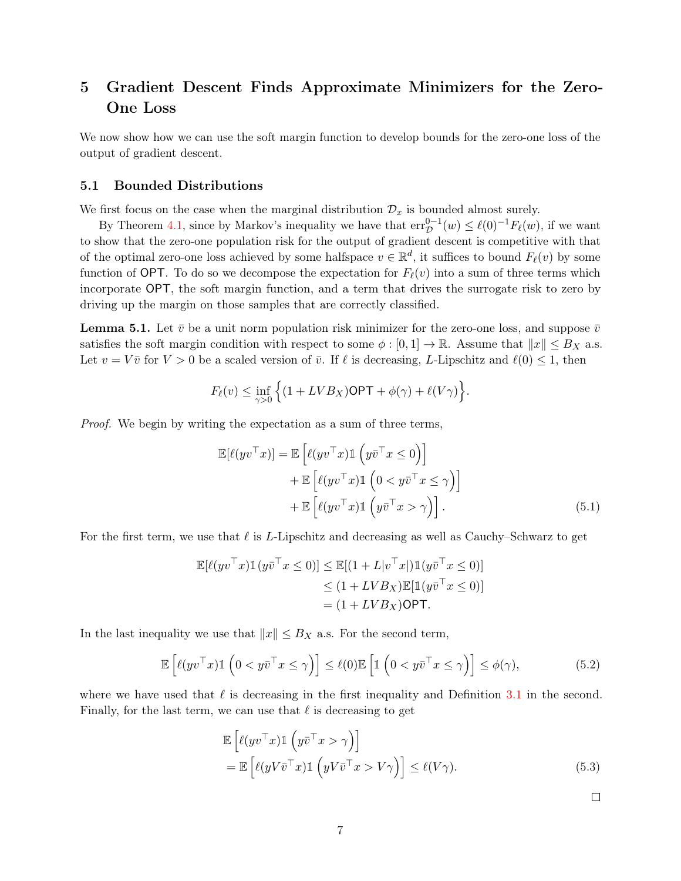## 5 Gradient Descent Finds Approximate Minimizers for the Zero-One Loss

We now show how we can use the soft margin function to develop bounds for the zero-one loss of the output of gradient descent.

### 5.1 Bounded Distributions

We first focus on the case when the marginal distribution $\mathcal{D}_x$ is bounded almost surely.

By Theorem 4.1, since by Markov's inequality we have that $\mathrm{err}_{\mathcal{D}}^{0-1}(w) \leq \ell(0)^{-1} F_\ell(w)$, if we want to show that the zero-one population risk for the output of gradient descent is competitive with that of the optimal zero-one loss achieved by some halfspace $v \in \mathbb{R}^d$, it suffices to bound $F_\ell(v)$ by some function of $\mathsf{OPT}$. To do so we decompose the expectation for $F_\ell(v)$ into a sum of three terms which incorporate $\mathsf{OPT}$, the soft margin function, and a term that drives the surrogate risk to zero by driving up the margin on those samples that are correctly classified.

**Lemma 5.1.** Let $\bar{v}$ be a unit norm population risk minimizer for the zero-one loss, and suppose $\bar{v}$ satisfies the soft margin condition with respect to some $\phi : [0,1] \to \mathbb{R}$. Assume that $\|x\| \leq B_X$ a.s. Let $v = V\bar{v}$ for $V > 0$ be a scaled version of $\bar{v}$. If $\ell$ is decreasing, $L$-Lipschitz and $\ell(0) \leq 1$, then

$$F_\ell(v) \leq \inf_{\gamma > 0} \Big\{ (1 + LVB_X)\mathsf{OPT} + \phi(\gamma) + \ell(V\gamma) \Big\}.$$

*Proof.* We begin by writing the expectation as a sum of three terms,

$$\begin{aligned}
\mathbb{E}[\ell(yv^\top x)] &= \mathbb{E}\left[\ell(yv^\top x)\mathbb{1}\left(y\bar{v}^\top x \leq 0\right)\right] \\
&\quad + \mathbb{E}\left[\ell(yv^\top x)\mathbb{1}\left(0 < y\bar{v}^\top x \leq \gamma\right)\right] \\
&\quad + \mathbb{E}\left[\ell(yv^\top x)\mathbb{1}\left(y\bar{v}^\top x > \gamma\right)\right]. \qquad (5.1)
\end{aligned}$$

For the first term, we use that $\ell$ is $L$-Lipschitz and decreasing as well as Cauchy–Schwarz to get

$$\begin{aligned}
\mathbb{E}[\ell(yv^\top x)\mathbb{1}(y\bar{v}^\top x \leq 0)] &\leq \mathbb{E}[(1 + L|v^\top x|)\mathbb{1}(y\bar{v}^\top x \leq 0)] \\
&\leq (1 + LVB_X)\mathbb{E}[\mathbb{1}(y\bar{v}^\top x \leq 0)] \\
&= (1 + LVB_X)\mathsf{OPT}.
\end{aligned}$$

In the last inequality we use that $\|x\| \leq B_X$ a.s. For the second term,

$$\mathbb{E}\left[\ell(yv^\top x)\mathbb{1}\left(0 < y\bar{v}^\top x \leq \gamma\right)\right] \leq \ell(0)\mathbb{E}\left[\mathbb{1}\left(0 < y\bar{v}^\top x \leq \gamma\right)\right] \leq \phi(\gamma), \qquad (5.2)$$

where we have used that $\ell$ is decreasing in the first inequality and Definition 3.1 in the second. Finally, for the last term, we can use that $\ell$ is decreasing to get

$$\begin{aligned}
&\mathbb{E}\left[\ell(yv^\top x)\mathbb{1}\left(y\bar{v}^\top x > \gamma\right)\right] \\
&= \mathbb{E}\left[\ell(yV\bar{v}^\top x)\mathbb{1}\left(yV\bar{v}^\top x > V\gamma\right)\right] \leq \ell(V\gamma). \qquad (5.3)
\end{aligned}$$

$\square$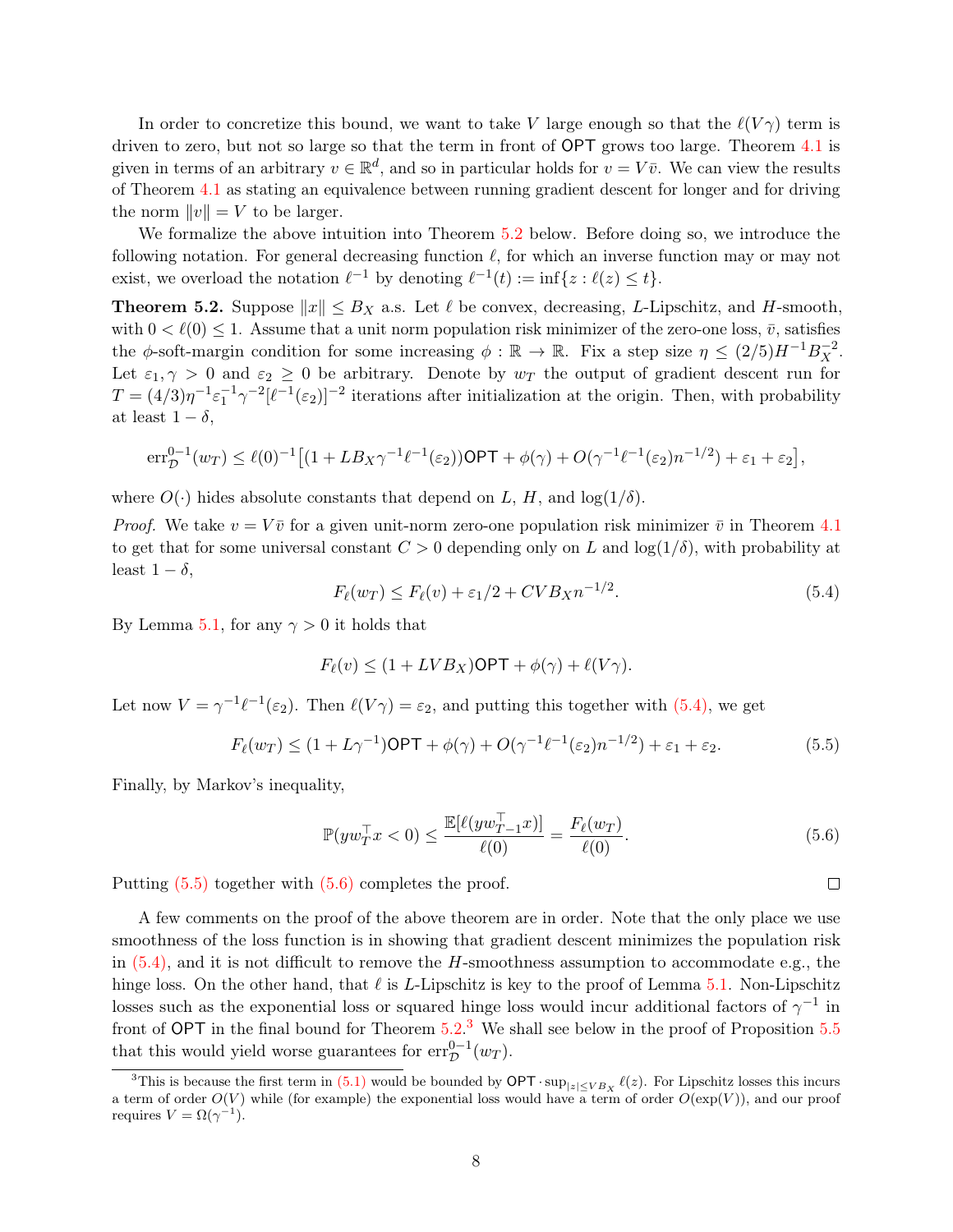In order to concretize this bound, we want to take $V$ large enough so that the $\ell(V\gamma)$ term is driven to zero, but not so large so that the term in front of $\mathsf{OPT}$ grows too large. Theorem 4.1 is given in terms of an arbitrary $v \in \mathbb{R}^d$, and so in particular holds for $v = V\bar{v}$. We can view the results of Theorem 4.1 as stating an equivalence between running gradient descent for longer and for driving the norm $\|v\| = V$ to be larger.

We formalize the above intuition into Theorem 5.2 below. Before doing so, we introduce the following notation. For general decreasing function $\ell$, for which an inverse function may or may not exist, we overload the notation $\ell^{-1}$ by denoting $\ell^{-1}(t) := \inf\{z : \ell(z) \le t\}$.

**Theorem 5.2.** Suppose $\|x\| \le B_X$ a.s. Let $\ell$ be convex, decreasing, $L$-Lipschitz, and $H$-smooth, with $0 < \ell(0) \le 1$. Assume that a unit norm population risk minimizer of the zero-one loss, $\bar{v}$, satisfies the $\phi$-soft-margin condition for some increasing $\phi : \mathbb{R} \to \mathbb{R}$. Fix a step size $\eta \le (2/5)H^{-1}B_X^{-2}$. Let $\varepsilon_1, \gamma > 0$ and $\varepsilon_2 \ge 0$ be arbitrary. Denote by $w_T$ the output of gradient descent run for $T = (4/3)\eta^{-1}\varepsilon_1^{-1}\gamma^{-2}[\ell^{-1}(\varepsilon_2)]^{-2}$ iterations after initialization at the origin. Then, with probability at least $1-\delta$,

$$\mathrm{err}_{\mathcal{D}}^{0-1}(w_T) \le \ell(0)^{-1}\big[(1 + LB_X\gamma^{-1}\ell^{-1}(\varepsilon_2))\mathsf{OPT} + \phi(\gamma) + O(\gamma^{-1}\ell^{-1}(\varepsilon_2)n^{-1/2}) + \varepsilon_1 + \varepsilon_2\big],$$

where $O(\cdot)$ hides absolute constants that depend on $L$, $H$, and $\log(1/\delta)$.

*Proof.* We take $v = V\bar{v}$ for a given unit-norm zero-one population risk minimizer $\bar{v}$ in Theorem 4.1 to get that for some universal constant $C > 0$ depending only on $L$ and $\log(1/\delta)$, with probability at least $1-\delta$,

$$F_\ell(w_T) \le F_\ell(v) + \varepsilon_1/2 + CVB_Xn^{-1/2}. \tag{5.4}$$

By Lemma 5.1, for any $\gamma > 0$ it holds that

$$F_\ell(v) \le (1 + LVB_X)\mathsf{OPT} + \phi(\gamma) + \ell(V\gamma).$$

Let now $V = \gamma^{-1}\ell^{-1}(\varepsilon_2)$. Then $\ell(V\gamma) = \varepsilon_2$, and putting this together with (5.4), we get

$$F_\ell(w_T) \le (1 + L\gamma^{-1})\mathsf{OPT} + \phi(\gamma) + O(\gamma^{-1}\ell^{-1}(\varepsilon_2)n^{-1/2}) + \varepsilon_1 + \varepsilon_2. \tag{5.5}$$

Finally, by Markov's inequality,

$$\mathbb{P}(yw_T^\top x < 0) \le \frac{\mathbb{E}[\ell(yw_{T-1}^\top x)]}{\ell(0)} = \frac{F_\ell(w_T)}{\ell(0)}. \tag{5.6}$$

Putting (5.5) together with (5.6) completes the proof. $\square$

A few comments on the proof of the above theorem are in order. Note that the only place we use smoothness of the loss function is in showing that gradient descent minimizes the population risk in (5.4), and it is not difficult to remove the $H$-smoothness assumption to accommodate e.g., the hinge loss. On the other hand, that $\ell$ is $L$-Lipschitz is key to the proof of Lemma 5.1. Non-Lipschitz losses such as the exponential loss or squared hinge loss would incur additional factors of $\gamma^{-1}$ in front of $\mathsf{OPT}$ in the final bound for Theorem 5.2.[3] We shall see below in the proof of Proposition 5.5 that this would yield worse guarantees for $\mathrm{err}_{\mathcal{D}}^{0-1}(w_T)$.

[3] This is because the first term in (5.1) would be bounded by $\mathsf{OPT} \cdot \sup_{|z| \le VB_X} \ell(z)$. For Lipschitz losses this incurs a term of order $O(V)$ while (for example) the exponential loss would have a term of order $O(\exp(V))$, and our proof requires $V = \Omega(\gamma^{-1})$.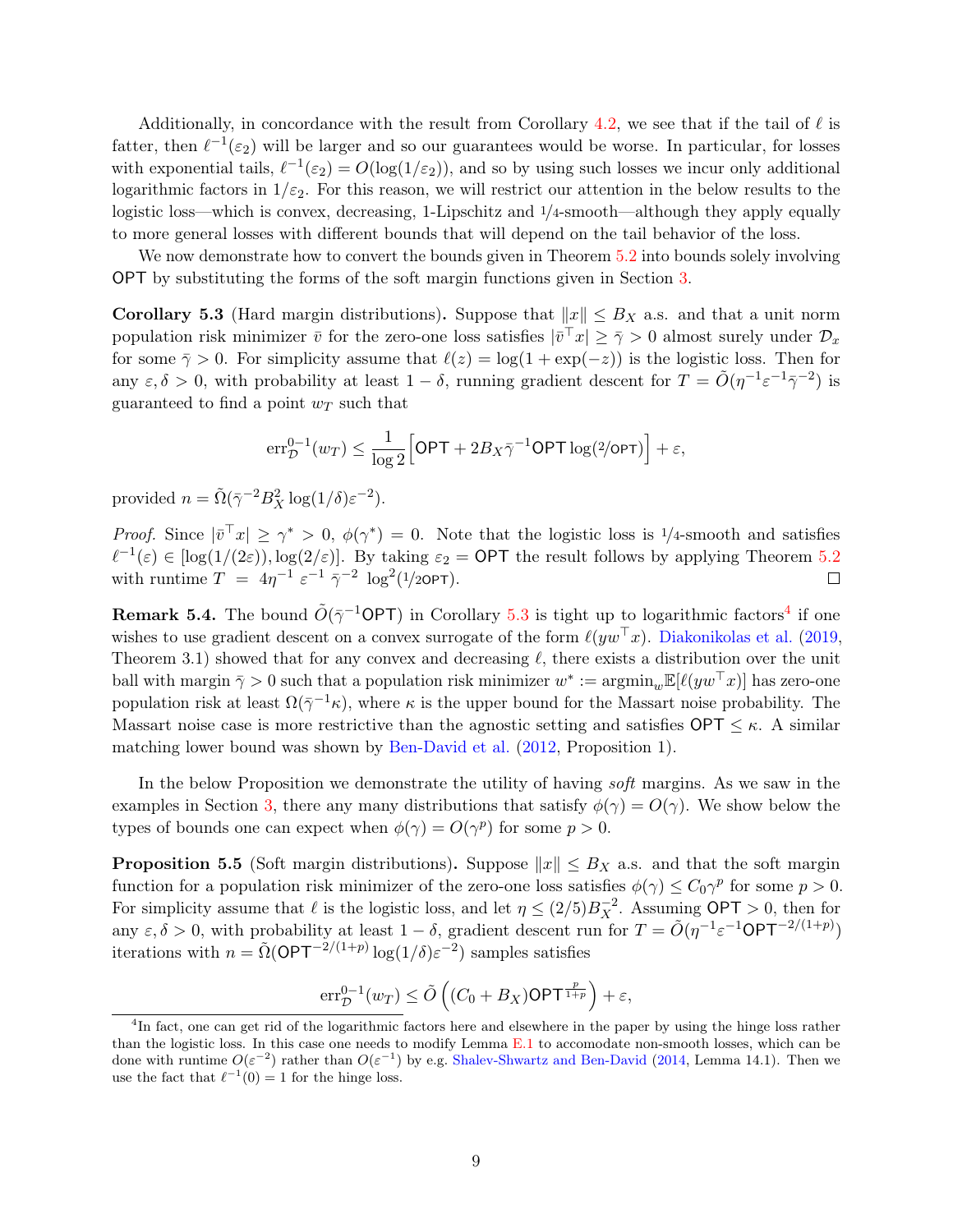Additionally, in concordance with the result from Corollary 4.2, we see that if the tail of $\ell$ is fatter, then $\ell^{-1}(\varepsilon_2)$ will be larger and so our guarantees would be worse. In particular, for losses with exponential tails, $\ell^{-1}(\varepsilon_2) = O(\log(1/\varepsilon_2))$, and so by using such losses we incur only additional logarithmic factors in $1/\varepsilon_2$. For this reason, we will restrict our attention in the below results to the logistic loss—which is convex, decreasing, 1-Lipschitz and $1/4$-smooth—although they apply equally to more general losses with different bounds that will depend on the tail behavior of the loss.

We now demonstrate how to convert the bounds given in Theorem 5.2 into bounds solely involving $\mathsf{OPT}$ by substituting the forms of the soft margin functions given in Section 3.

**Corollary 5.3** (Hard margin distributions)**.** Suppose that $\|x\| \le B_X$ a.s. and that a unit norm population risk minimizer $\bar{v}$ for the zero-one loss satisfies $|\bar{v}^\top x| \ge \bar{\gamma} > 0$ almost surely under $\mathcal{D}_x$ for some $\bar{\gamma} > 0$. For simplicity assume that $\ell(z) = \log(1 + \exp(-z))$ is the logistic loss. Then for any $\varepsilon, \delta > 0$, with probability at least $1 - \delta$, running gradient descent for $T = \tilde{O}(\eta^{-1}\varepsilon^{-1}\bar{\gamma}^{-2})$ is guaranteed to find a point $w_T$ such that

$$\mathrm{err}^{0-1}_{\mathcal{D}}(w_T) \le \frac{1}{\log 2}\Big[\mathsf{OPT} + 2B_X\bar{\gamma}^{-1}\mathsf{OPT}\log(2/\mathsf{OPT})\Big] + \varepsilon,$$

provided $n = \tilde{\Omega}(\bar{\gamma}^{-2}B_X^2\log(1/\delta)\varepsilon^{-2})$.

*Proof.* Since $|\bar{v}^\top x| \ge \gamma^* > 0$, $\phi(\gamma^*) = 0$. Note that the logistic loss is $1/4$-smooth and satisfies $\ell^{-1}(\varepsilon) \in [\log(1/(2\varepsilon)), \log(2/\varepsilon)]$. By taking $\varepsilon_2 = \mathsf{OPT}$ the result follows by applying Theorem 5.2 with runtime $T = 4\eta^{-1}\varepsilon^{-1}\bar{\gamma}^{-2}\log^2(1/2\mathsf{OPT})$. ∎

**Remark 5.4.** The bound $\tilde{O}(\bar{\gamma}^{-1}\mathsf{OPT})$ in Corollary 5.3 is tight up to logarithmic factors[4] if one wishes to use gradient descent on a convex surrogate of the form $\ell(yw^\top x)$. Diakonikolas et al. (2019, Theorem 3.1) showed that for any convex and decreasing $\ell$, there exists a distribution over the unit ball with margin $\bar{\gamma} > 0$ such that a population risk minimizer $w^* := \mathrm{argmin}_w \mathbb{E}[\ell(yw^\top x)]$ has zero-one population risk at least $\Omega(\bar{\gamma}^{-1}\kappa)$, where $\kappa$ is the upper bound for the Massart noise probability. The Massart noise case is more restrictive than the agnostic setting and satisfies $\mathsf{OPT} \le \kappa$. A similar matching lower bound was shown by Ben-David et al. (2012, Proposition 1).

In the below Proposition we demonstrate the utility of having *soft* margins. As we saw in the examples in Section 3, there any many distributions that satisfy $\phi(\gamma) = O(\gamma)$. We show below the types of bounds one can expect when $\phi(\gamma) = O(\gamma^p)$ for some $p > 0$.

**Proposition 5.5** (Soft margin distributions)**.** Suppose $\|x\| \le B_X$ a.s. and that the soft margin function for a population risk minimizer of the zero-one loss satisfies $\phi(\gamma) \le C_0\gamma^p$ for some $p > 0$. For simplicity assume that $\ell$ is the logistic loss, and let $\eta \le (2/5)B_X^{-2}$. Assuming $\mathsf{OPT} > 0$, then for any $\varepsilon, \delta > 0$, with probability at least $1 - \delta$, gradient descent run for $T = \tilde{O}(\eta^{-1}\varepsilon^{-1}\mathsf{OPT}^{-2/(1+p)})$ iterations with $n = \tilde{\Omega}(\mathsf{OPT}^{-2/(1+p)}\log(1/\delta)\varepsilon^{-2})$ samples satisfies

$$\mathrm{err}^{0-1}_{\mathcal{D}}(w_T) \le \tilde{O}\left((C_0 + B_X)\mathsf{OPT}^{\frac{p}{1+p}}\right) + \varepsilon,$$

[4] In fact, one can get rid of the logarithmic factors here and elsewhere in the paper by using the hinge loss rather than the logistic loss. In this case one needs to modify Lemma E.1 to accomodate non-smooth losses, which can be done with runtime $O(\varepsilon^{-2})$ rather than $O(\varepsilon^{-1})$ by e.g. Shalev-Shwartz and Ben-David (2014, Lemma 14.1). Then we use the fact that $\ell^{-1}(0) = 1$ for the hinge loss.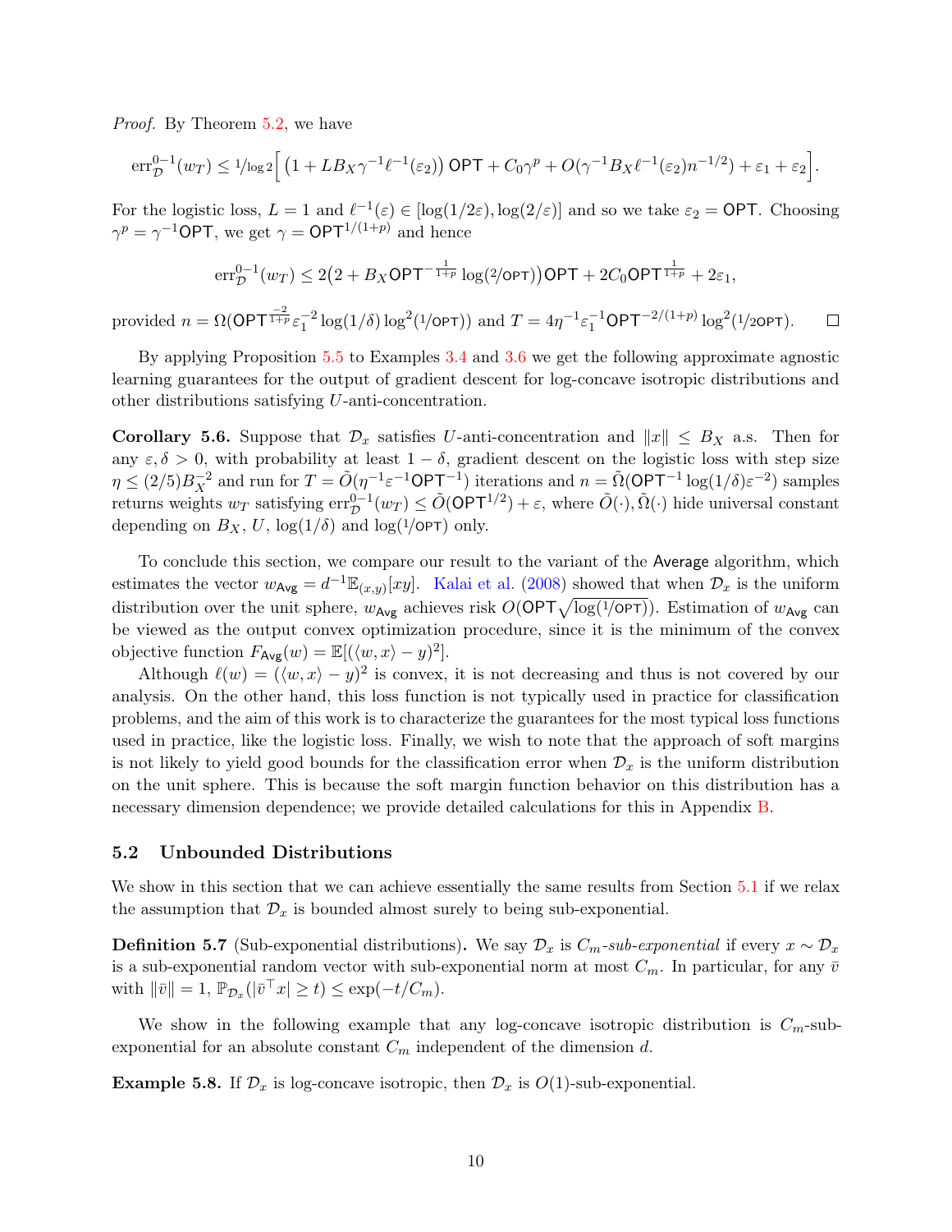*Proof.* By Theorem 5.2, we have

$$\mathrm{err}^{0-1}_{\mathcal{D}}(w_T) \le {}^{1}\!/\!_{\log 2}\Big[ \big(1 + LB_X\gamma^{-1}\ell^{-1}(\varepsilon_2)\big)\,\mathsf{OPT} + C_0\gamma^p + O(\gamma^{-1}B_X\ell^{-1}(\varepsilon_2)n^{-1/2}) + \varepsilon_1 + \varepsilon_2\Big].$$

For the logistic loss, $L = 1$ and $\ell^{-1}(\varepsilon) \in [\log(1/2\varepsilon), \log(2/\varepsilon)]$ and so we take $\varepsilon_2 = \mathsf{OPT}$. Choosing $\gamma^p = \gamma^{-1}\mathsf{OPT}$, we get $\gamma = \mathsf{OPT}^{1/(1+p)}$ and hence

$$\mathrm{err}^{0-1}_{\mathcal{D}}(w_T) \le 2\big(2 + B_X\mathsf{OPT}^{-\frac{1}{1+p}}\log(2/\mathsf{OPT})\big)\mathsf{OPT} + 2C_0\mathsf{OPT}^{\frac{1}{1+p}} + 2\varepsilon_1,$$

provided $n = \Omega(\mathsf{OPT}^{\frac{-2}{1+p}}\varepsilon_1^{-2}\log(1/\delta)\log^2(1/\mathsf{OPT}))$ and $T = 4\eta^{-1}\varepsilon_1^{-1}\mathsf{OPT}^{-2/(1+p)}\log^2(1/2\mathsf{OPT})$. $\square$

By applying Proposition 5.5 to Examples 3.4 and 3.6 we get the following approximate agnostic learning guarantees for the output of gradient descent for log-concave isotropic distributions and other distributions satisfying $U$-anti-concentration.

**Corollary 5.6.** Suppose that $\mathcal{D}_x$ satisfies $U$-anti-concentration and $\|x\| \le B_X$ a.s. Then for any $\varepsilon, \delta > 0$, with probability at least $1-\delta$, gradient descent on the logistic loss with step size $\eta \le (2/5)B_X^{-2}$ and run for $T = \tilde{O}(\eta^{-1}\varepsilon^{-1}\mathsf{OPT}^{-1})$ iterations and $n = \tilde{\Omega}(\mathsf{OPT}^{-1}\log(1/\delta)\varepsilon^{-2})$ samples returns weights $w_T$ satisfying $\mathrm{err}^{0-1}_{\mathcal{D}}(w_T) \le \tilde{O}(\mathsf{OPT}^{1/2}) + \varepsilon$, where $\tilde{O}(\cdot), \tilde{\Omega}(\cdot)$ hide universal constant depending on $B_X$, $U$, $\log(1/\delta)$ and $\log(1/\mathsf{OPT})$ only.

To conclude this section, we compare our result to the variant of the Average algorithm, which estimates the vector $w_{\mathsf{Avg}} = d^{-1}\mathbb{E}_{(x,y)}[xy]$. Kalai et al. (2008) showed that when $\mathcal{D}_x$ is the uniform distribution over the unit sphere, $w_{\mathsf{Avg}}$ achieves risk $O(\mathsf{OPT}\sqrt{\log(1/\mathsf{OPT})})$. Estimation of $w_{\mathsf{Avg}}$ can be viewed as the output convex optimization procedure, since it is the minimum of the convex objective function $F_{\mathsf{Avg}}(w) = \mathbb{E}[(\langle w, x\rangle - y)^2]$.

Although $\ell(w) = (\langle w, x\rangle - y)^2$ is convex, it is not decreasing and thus is not covered by our analysis. On the other hand, this loss function is not typically used in practice for classification problems, and the aim of this work is to characterize the guarantees for the most typical loss functions used in practice, like the logistic loss. Finally, we wish to note that the approach of soft margins is not likely to yield good bounds for the classification error when $\mathcal{D}_x$ is the uniform distribution on the unit sphere. This is because the soft margin function behavior on this distribution has a necessary dimension dependence; we provide detailed calculations for this in Appendix B.

### 5.2 Unbounded Distributions

We show in this section that we can achieve essentially the same results from Section 5.1 if we relax the assumption that $\mathcal{D}_x$ is bounded almost surely to being sub-exponential.

**Definition 5.7** (Sub-exponential distributions)**.** We say $\mathcal{D}_x$ is $C_m$*-sub-exponential* if every $x \sim \mathcal{D}_x$ is a sub-exponential random vector with sub-exponential norm at most $C_m$. In particular, for any $\bar{v}$ with $\|\bar{v}\| = 1$, $\mathbb{P}_{\mathcal{D}_x}(|\bar{v}^\top x| \ge t) \le \exp(-t/C_m)$.

We show in the following example that any log-concave isotropic distribution is $C_m$-sub-exponential for an absolute constant $C_m$ independent of the dimension $d$.

**Example 5.8.** If $\mathcal{D}_x$ is log-concave isotropic, then $\mathcal{D}_x$ is $O(1)$-sub-exponential.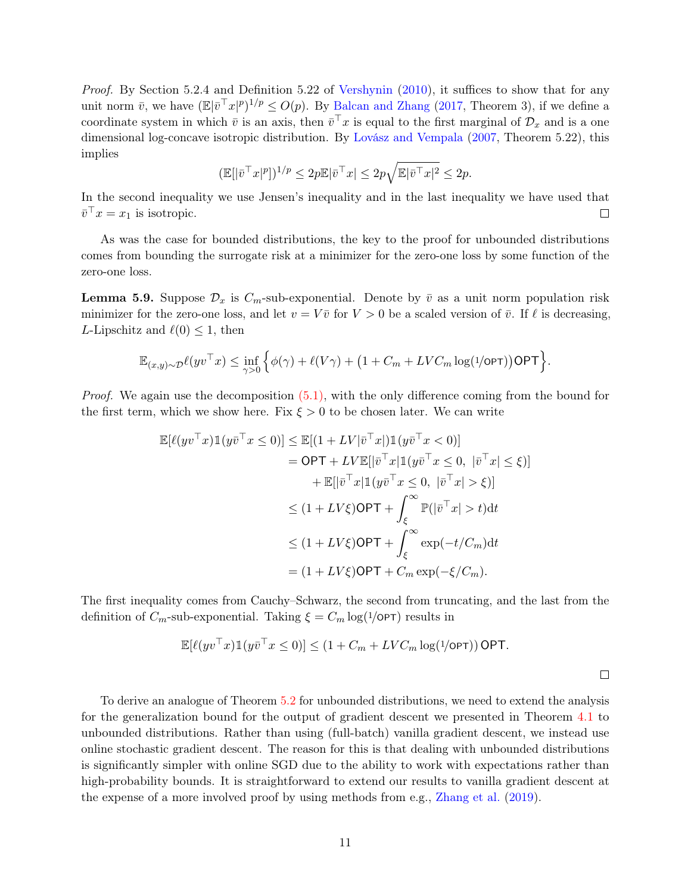*Proof.* By Section 5.2.4 and Definition 5.22 of Vershynin (2010), it suffices to show that for any unit norm $\bar{v}$, we have $(\mathbb{E}|\bar{v}^\top x|^p)^{1/p} \leq O(p)$. By Balcan and Zhang (2017, Theorem 3), if we define a coordinate system in which $\bar{v}$ is an axis, then $\bar{v}^\top x$ is equal to the first marginal of $\mathcal{D}_x$ and is a one dimensional log-concave isotropic distribution. By Lovász and Vempala (2007, Theorem 5.22), this implies

$$(\mathbb{E}[|\bar{v}^\top x|^p])^{1/p} \leq 2p\mathbb{E}|\bar{v}^\top x| \leq 2p\sqrt{\mathbb{E}|\bar{v}^\top x|^2} \leq 2p.$$

In the second inequality we use Jensen's inequality and in the last inequality we have used that $\bar{v}^\top x = x_1$ is isotropic. $\square$

As was the case for bounded distributions, the key to the proof for unbounded distributions comes from bounding the surrogate risk at a minimizer for the zero-one loss by some function of the zero-one loss.

**Lemma 5.9.** Suppose $\mathcal{D}_x$ is $C_m$-sub-exponential. Denote by $\bar{v}$ as a unit norm population risk minimizer for the zero-one loss, and let $v = V\bar{v}$ for $V > 0$ be a scaled version of $\bar{v}$. If $\ell$ is decreasing, $L$-Lipschitz and $\ell(0) \leq 1$, then

$$\mathbb{E}_{(x,y)\sim\mathcal{D}}\ell(yv^\top x) \leq \inf_{\gamma>0}\Big\{\phi(\gamma) + \ell(V\gamma) + \big(1 + C_m + LVC_m\log(1/\mathsf{OPT})\big)\mathsf{OPT}\Big\}.$$

*Proof.* We again use the decomposition (5.1), with the only difference coming from the bound for the first term, which we show here. Fix $\xi > 0$ to be chosen later. We can write

$$\begin{aligned}
\mathbb{E}[\ell(yv^\top x)\mathbb{1}(y\bar{v}^\top x \leq 0)] &\leq \mathbb{E}[(1 + LV|\bar{v}^\top x|)\mathbb{1}(y\bar{v}^\top x < 0)] \\
&= \mathsf{OPT} + LV\mathbb{E}[|\bar{v}^\top x|\mathbb{1}(y\bar{v}^\top x \leq 0,\ |\bar{v}^\top x| \leq \xi)] \\
&\quad + \mathbb{E}[|\bar{v}^\top x|\mathbb{1}(y\bar{v}^\top x \leq 0,\ |\bar{v}^\top x| > \xi)] \\
&\leq (1 + LV\xi)\mathsf{OPT} + \int_\xi^\infty \mathbb{P}(|\bar{v}^\top x| > t)\mathrm{d}t \\
&\leq (1 + LV\xi)\mathsf{OPT} + \int_\xi^\infty \exp(-t/C_m)\mathrm{d}t \\
&= (1 + LV\xi)\mathsf{OPT} + C_m\exp(-\xi/C_m).
\end{aligned}$$

The first inequality comes from Cauchy–Schwarz, the second from truncating, and the last from the definition of $C_m$-sub-exponential. Taking $\xi = C_m\log(1/\mathsf{OPT})$ results in

$$\mathbb{E}[\ell(yv^\top x)\mathbb{1}(y\bar{v}^\top x \leq 0)] \leq (1 + C_m + LVC_m\log(1/\mathsf{OPT}))\,\mathsf{OPT}.$$

$\square$

To derive an analogue of Theorem 5.2 for unbounded distributions, we need to extend the analysis for the generalization bound for the output of gradient descent we presented in Theorem 4.1 to unbounded distributions. Rather than using (full-batch) vanilla gradient descent, we instead use online stochastic gradient descent. The reason for this is that dealing with unbounded distributions is significantly simpler with online SGD due to the ability to work with expectations rather than high-probability bounds. It is straightforward to extend our results to vanilla gradient descent at the expense of a more involved proof by using methods from e.g., Zhang et al. (2019).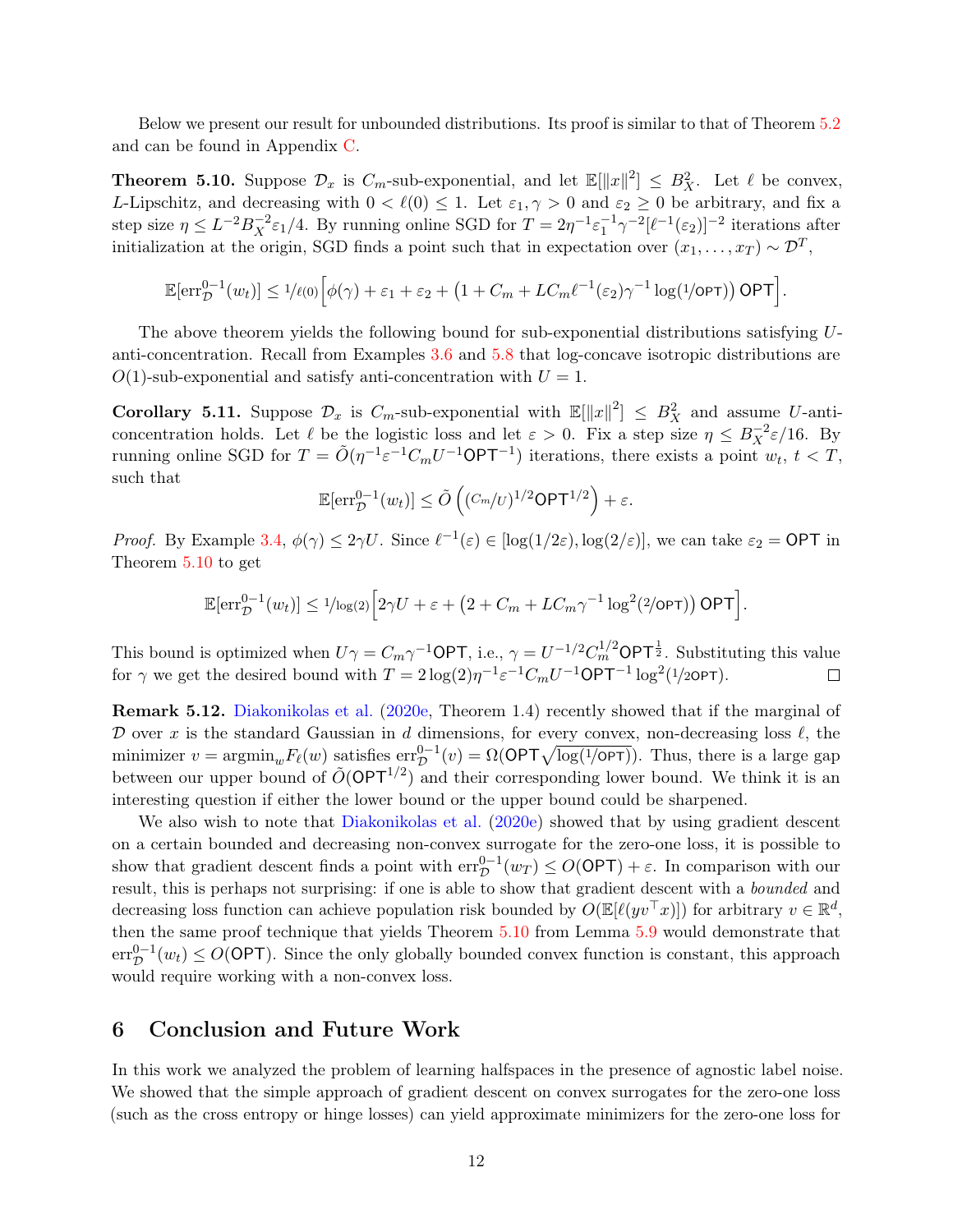Below we present our result for unbounded distributions. Its proof is similar to that of Theorem 5.2 and can be found in Appendix C.

**Theorem 5.10.** Suppose $\mathcal{D}_x$ is $C_m$-sub-exponential, and let $\mathbb{E}[\|x\|^2] \le B_X^2$. Let $\ell$ be convex, $L$-Lipschitz, and decreasing with $0 < \ell(0) \le 1$. Let $\varepsilon_1, \gamma > 0$ and $\varepsilon_2 \ge 0$ be arbitrary, and fix a step size $\eta \le L^{-2} B_X^{-2} \varepsilon_1 / 4$. By running online SGD for $T = 2\eta^{-1}\varepsilon_1^{-1}\gamma^{-2}[\ell^{-1}(\varepsilon_2)]^{-2}$ iterations after initialization at the origin, SGD finds a point such that in expectation over $(x_1, \dots, x_T) \sim \mathcal{D}^T$,

$$\mathbb{E}[\mathrm{err}_{\mathcal{D}}^{0-1}(w_t)] \le {}^{1}\!/\!_{\ell(0)}\Big[\phi(\gamma) + \varepsilon_1 + \varepsilon_2 + \big(1 + C_m + LC_m \ell^{-1}(\varepsilon_2)\gamma^{-1}\log(1/\mathsf{OPT})\big)\,\mathsf{OPT}\Big].$$

The above theorem yields the following bound for sub-exponential distributions satisfying $U$-anti-concentration. Recall from Examples 3.6 and 5.8 that log-concave isotropic distributions are $O(1)$-sub-exponential and satisfy anti-concentration with $U = 1$.

**Corollary 5.11.** Suppose $\mathcal{D}_x$ is $C_m$-sub-exponential with $\mathbb{E}[\|x\|^2] \le B_X^2$ and assume $U$-anti-concentration holds. Let $\ell$ be the logistic loss and let $\varepsilon > 0$. Fix a step size $\eta \le B_X^{-2}\varepsilon/16$. By running online SGD for $T = \tilde{O}(\eta^{-1}\varepsilon^{-1}C_m U^{-1}\mathsf{OPT}^{-1})$ iterations, there exists a point $w_t$, $t < T$, such that

$$\mathbb{E}[\mathrm{err}_{\mathcal{D}}^{0-1}(w_t)] \le \tilde{O}\left((C_m/U)^{1/2}\mathsf{OPT}^{1/2}\right) + \varepsilon.$$

*Proof.* By Example 3.4, $\phi(\gamma) \le 2\gamma U$. Since $\ell^{-1}(\varepsilon) \in [\log(1/2\varepsilon), \log(2/\varepsilon)]$, we can take $\varepsilon_2 = \mathsf{OPT}$ in Theorem 5.10 to get

$$\mathbb{E}[\mathrm{err}_{\mathcal{D}}^{0-1}(w_t)] \le {}^{1}\!/\!_{\log(2)}\Big[2\gamma U + \varepsilon + \big(2 + C_m + LC_m\gamma^{-1}\log^2(2/\mathsf{OPT})\big)\,\mathsf{OPT}\Big].$$

This bound is optimized when $U\gamma = C_m\gamma^{-1}\mathsf{OPT}$, i.e., $\gamma = U^{-1/2}C_m^{1/2}\mathsf{OPT}^{\frac{1}{2}}$. Substituting this value for $\gamma$ we get the desired bound with $T = 2\log(2)\eta^{-1}\varepsilon^{-1}C_m U^{-1}\mathsf{OPT}^{-1}\log^2(1/2\mathsf{OPT})$. $\square$

**Remark 5.12.** Diakonikolas et al. (2020e, Theorem 1.4) recently showed that if the marginal of $\mathcal{D}$ over $x$ is the standard Gaussian in $d$ dimensions, for every convex, non-decreasing loss $\ell$, the minimizer $v = \mathrm{argmin}_w F_\ell(w)$ satisfies $\mathrm{err}_{\mathcal{D}}^{0-1}(v) = \Omega(\mathsf{OPT}\sqrt{\log(1/\mathsf{OPT})})$. Thus, there is a large gap between our upper bound of $\tilde{O}(\mathsf{OPT}^{1/2})$ and their corresponding lower bound. We think it is an interesting question if either the lower bound or the upper bound could be sharpened.

We also wish to note that Diakonikolas et al. (2020e) showed that by using gradient descent on a certain bounded and decreasing non-convex surrogate for the zero-one loss, it is possible to show that gradient descent finds a point with $\mathrm{err}_{\mathcal{D}}^{0-1}(w_T) \le O(\mathsf{OPT}) + \varepsilon$. In comparison with our result, this is perhaps not surprising: if one is able to show that gradient descent with a *bounded* and decreasing loss function can achieve population risk bounded by $O(\mathbb{E}[\ell(yv^\top x)])$ for arbitrary $v \in \mathbb{R}^d$, then the same proof technique that yields Theorem 5.10 from Lemma 5.9 would demonstrate that $\mathrm{err}_{\mathcal{D}}^{0-1}(w_t) \le O(\mathsf{OPT})$. Since the only globally bounded convex function is constant, this approach would require working with a non-convex loss.

## 6 Conclusion and Future Work

In this work we analyzed the problem of learning halfspaces in the presence of agnostic label noise. We showed that the simple approach of gradient descent on convex surrogates for the zero-one loss (such as the cross entropy or hinge losses) can yield approximate minimizers for the zero-one loss for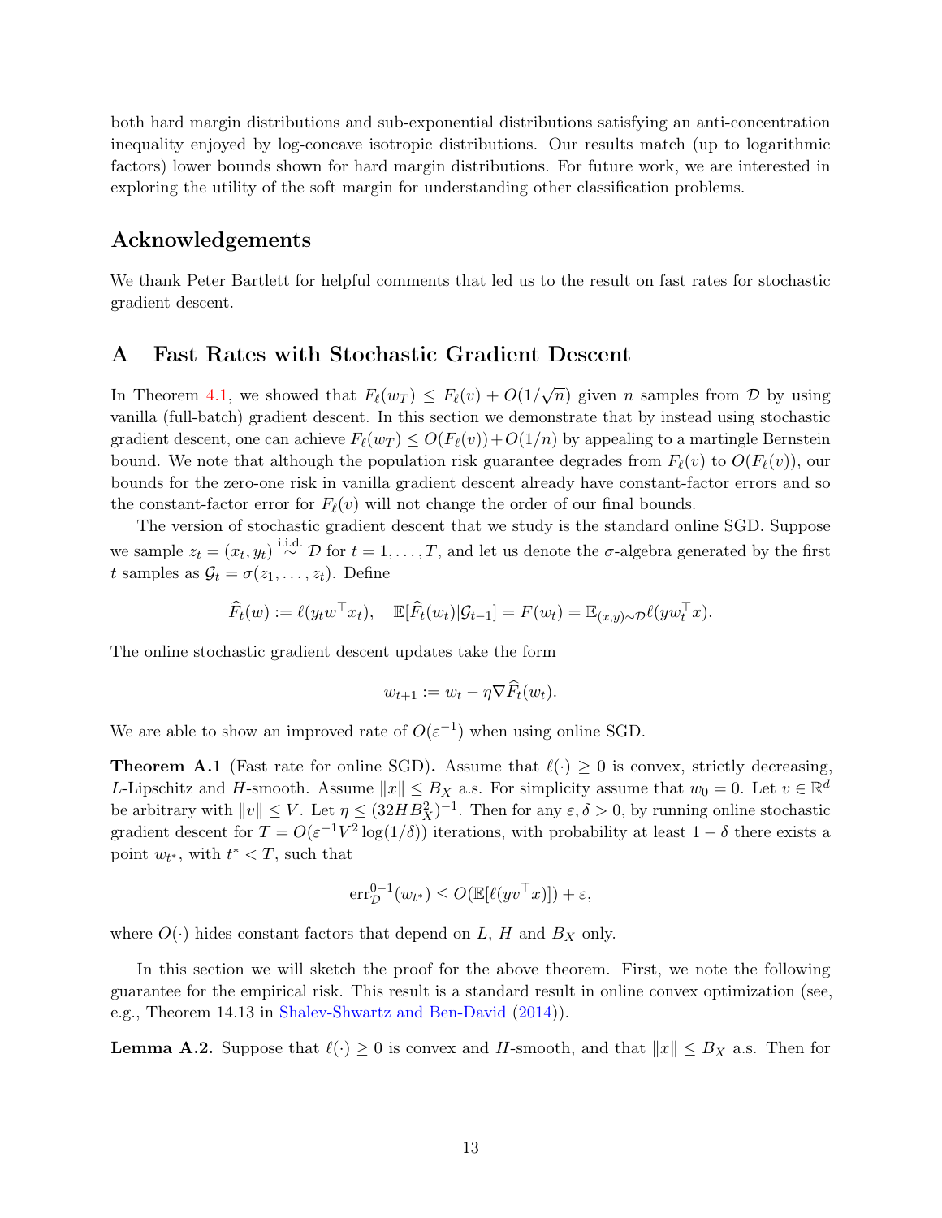both hard margin distributions and sub-exponential distributions satisfying an anti-concentration inequality enjoyed by log-concave isotropic distributions. Our results match (up to logarithmic factors) lower bounds shown for hard margin distributions. For future work, we are interested in exploring the utility of the soft margin for understanding other classification problems.

## Acknowledgements

We thank Peter Bartlett for helpful comments that led us to the result on fast rates for stochastic gradient descent.

## A Fast Rates with Stochastic Gradient Descent

In Theorem 4.1, we showed that $F_\ell(w_T) \le F_\ell(v) + O(1/\sqrt{n})$ given $n$ samples from $\mathcal{D}$ by using vanilla (full-batch) gradient descent. In this section we demonstrate that by instead using stochastic gradient descent, one can achieve $F_\ell(w_T) \le O(F_\ell(v)) + O(1/n)$ by appealing to a martingle Bernstein bound. We note that although the population risk guarantee degrades from $F_\ell(v)$ to $O(F_\ell(v))$, our bounds for the zero-one risk in vanilla gradient descent already have constant-factor errors and so the constant-factor error for $F_\ell(v)$ will not change the order of our final bounds.

The version of stochastic gradient descent that we study is the standard online SGD. Suppose we sample $z_t = (x_t, y_t) \overset{\text{i.i.d.}}{\sim} \mathcal{D}$ for $t = 1, \ldots, T$, and let us denote the $\sigma$-algebra generated by the first $t$ samples as $\mathcal{G}_t = \sigma(z_1, \ldots, z_t)$. Define

$$\widehat{F}_t(w) := \ell(y_t w^\top x_t), \quad \mathbb{E}[\widehat{F}_t(w_t) | \mathcal{G}_{t-1}] = F(w_t) = \mathbb{E}_{(x,y)\sim\mathcal{D}} \ell(y w_t^\top x).$$

The online stochastic gradient descent updates take the form

$$w_{t+1} := w_t - \eta \nabla \widehat{F}_t(w_t).$$

We are able to show an improved rate of $O(\varepsilon^{-1})$ when using online SGD.

**Theorem A.1** (Fast rate for online SGD)**.** Assume that $\ell(\cdot) \ge 0$ is convex, strictly decreasing, $L$-Lipschitz and $H$-smooth. Assume $\|x\| \le B_X$ a.s. For simplicity assume that $w_0 = 0$. Let $v \in \mathbb{R}^d$ be arbitrary with $\|v\| \le V$. Let $\eta \le (32 H B_X^2)^{-1}$. Then for any $\varepsilon, \delta > 0$, by running online stochastic gradient descent for $T = O(\varepsilon^{-1} V^2 \log(1/\delta))$ iterations, with probability at least $1 - \delta$ there exists a point $w_{t^*}$, with $t^* < T$, such that

$$\mathrm{err}_{\mathcal{D}}^{0-1}(w_{t^*}) \le O(\mathbb{E}[\ell(y v^\top x)]) + \varepsilon,$$

where $O(\cdot)$ hides constant factors that depend on $L$, $H$ and $B_X$ only.

In this section we will sketch the proof for the above theorem. First, we note the following guarantee for the empirical risk. This result is a standard result in online convex optimization (see, e.g., Theorem 14.13 in Shalev-Shwartz and Ben-David (2014)).

**Lemma A.2.** Suppose that $\ell(\cdot) \ge 0$ is convex and $H$-smooth, and that $\|x\| \le B_X$ a.s. Then for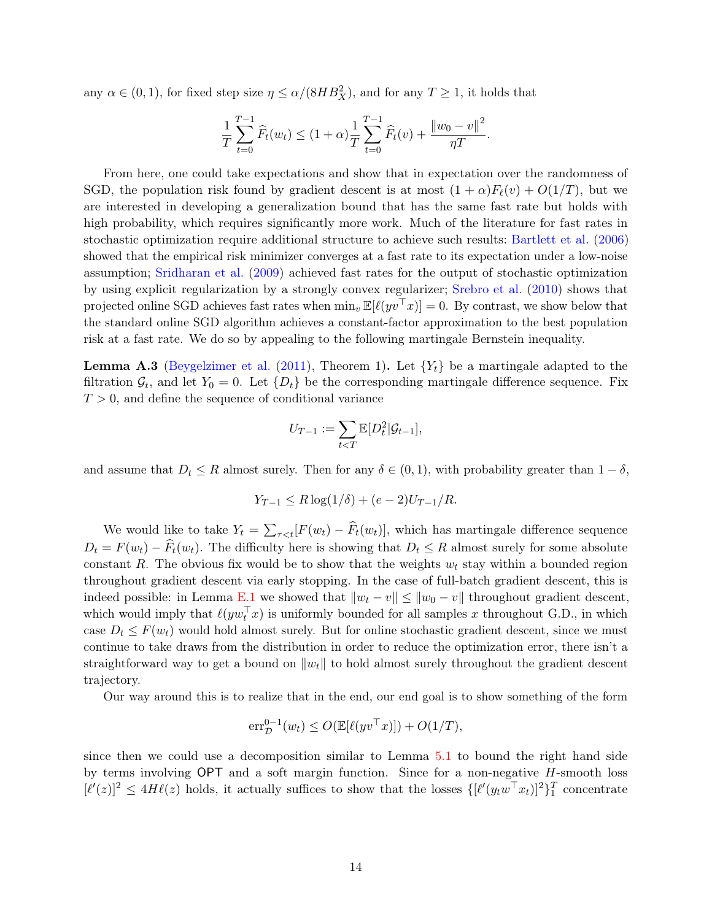any $\alpha \in (0,1)$, for fixed step size $\eta \le \alpha/(8HB_X^2)$, and for any $T \ge 1$, it holds that

$$\frac{1}{T}\sum_{t=0}^{T-1} \widehat{F}_t(w_t) \le (1+\alpha)\frac{1}{T}\sum_{t=0}^{T-1}\widehat{F}_t(v) + \frac{\|w_0 - v\|^2}{\eta T}.$$

From here, one could take expectations and show that in expectation over the randomness of SGD, the population risk found by gradient descent is at most $(1+\alpha)F_\ell(v) + O(1/T)$, but we are interested in developing a generalization bound that has the same fast rate but holds with high probability, which requires significantly more work. Much of the literature for fast rates in stochastic optimization require additional structure to achieve such results: Bartlett et al. (2006) showed that the empirical risk minimizer converges at a fast rate to its expectation under a low-noise assumption; Sridharan et al. (2009) achieved fast rates for the output of stochastic optimization by using explicit regularization by a strongly convex regularizer; Srebro et al. (2010) shows that projected online SGD achieves fast rates when $\min_v \mathbb{E}[\ell(yv^\top x)] = 0$. By contrast, we show below that the standard online SGD algorithm achieves a constant-factor approximation to the best population risk at a fast rate. We do so by appealing to the following martingale Bernstein inequality.

**Lemma A.3** (Beygelzimer et al. (2011), Theorem 1)**.** Let $\{Y_t\}$ be a martingale adapted to the filtration $\mathcal{G}_t$, and let $Y_0 = 0$. Let $\{D_t\}$ be the corresponding martingale difference sequence. Fix $T > 0$, and define the sequence of conditional variance

$$U_{T-1} := \sum_{t<T} \mathbb{E}[D_t^2 | \mathcal{G}_{t-1}],$$

and assume that $D_t \le R$ almost surely. Then for any $\delta \in (0,1)$, with probability greater than $1-\delta$,

$$Y_{T-1} \le R\log(1/\delta) + (e-2)U_{T-1}/R.$$

We would like to take $Y_t = \sum_{\tau<t}[F(w_t) - \widehat{F}_t(w_t)]$, which has martingale difference sequence $D_t = F(w_t) - \widehat{F}_t(w_t)$. The difficulty here is showing that $D_t \le R$ almost surely for some absolute constant $R$. The obvious fix would be to show that the weights $w_t$ stay within a bounded region throughout gradient descent via early stopping. In the case of full-batch gradient descent, this is indeed possible: in Lemma E.1 we showed that $\|w_t - v\| \le \|w_0 - v\|$ throughout gradient descent, which would imply that $\ell(yw_t^\top x)$ is uniformly bounded for all samples $x$ throughout G.D., in which case $D_t \le F(w_t)$ would hold almost surely. But for online stochastic gradient descent, since we must continue to take draws from the distribution in order to reduce the optimization error, there isn't a straightforward way to get a bound on $\|w_t\|$ to hold almost surely throughout the gradient descent trajectory.

Our way around this is to realize that in the end, our end goal is to show something of the form

$$\mathrm{err}_{\mathcal{D}}^{0-1}(w_t) \le O(\mathbb{E}[\ell(yv^\top x)]) + O(1/T),$$

since then we could use a decomposition similar to Lemma 5.1 to bound the right hand side by terms involving $\mathsf{OPT}$ and a soft margin function. Since for a non-negative $H$-smooth loss $[\ell'(z)]^2 \le 4H\ell(z)$ holds, it actually suffices to show that the losses $\{[\ell'(y_t w^\top x_t)]^2\}_1^T$ concentrate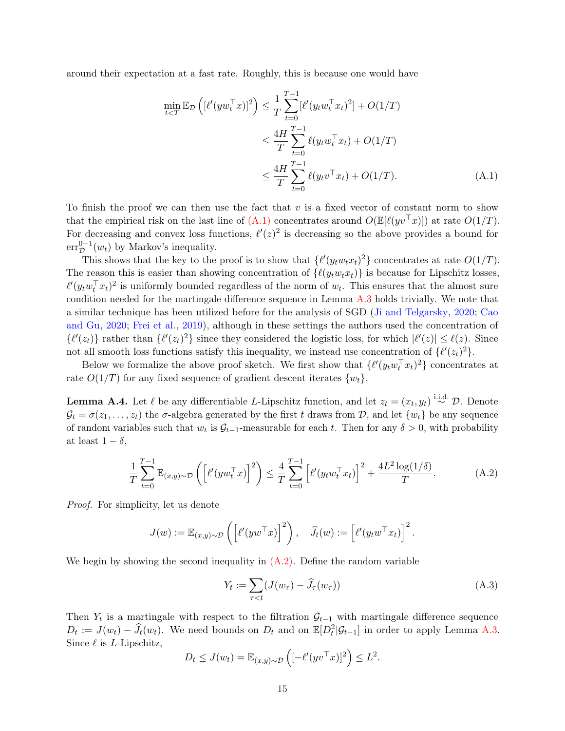around their expectation at a fast rate. Roughly, this is because one would have

$$
\begin{aligned}
\min_{t<T} \mathbb{E}_{\mathcal{D}} \left( [\ell'(y w_t^\top x)]^2 \right) &\leq \frac{1}{T} \sum_{t=0}^{T-1} [\ell'(y_t w_t^\top x_t)^2] + O(1/T) \\
&\leq \frac{4H}{T} \sum_{t=0}^{T-1} \ell(y_t w_t^\top x_t) + O(1/T) \\
&\leq \frac{4H}{T} \sum_{t=0}^{T-1} \ell(y_t v^\top x_t) + O(1/T). \qquad \text{(A.1)}
\end{aligned}
$$

To finish the proof we can then use the fact that $v$ is a fixed vector of constant norm to show that the empirical risk on the last line of (A.1) concentrates around $O(\mathbb{E}[\ell(y v^\top x)])$ at rate $O(1/T)$. For decreasing and convex loss functions, $\ell'(z)^2$ is decreasing so the above provides a bound for $\mathrm{err}_{\mathcal{D}}^{0-1}(w_t)$ by Markov's inequality.

This shows that the key to the proof is to show that $\{\ell'(y_t w_t x_t)^2\}$ concentrates at rate $O(1/T)$. The reason this is easier than showing concentration of $\{\ell(y_t w_t x_t)\}$ is because for Lipschitz losses, $\ell'(y_t w_t^\top x_t)^2$ is uniformly bounded regardless of the norm of $w_t$. This ensures that the almost sure condition needed for the martingale difference sequence in Lemma A.3 holds trivially. We note that a similar technique has been utilized before for the analysis of SGD (Ji and Telgarsky, 2020; Cao and Gu, 2020; Frei et al., 2019), although in these settings the authors used the concentration of $\{\ell'(z_t)\}$ rather than $\{\ell'(z_t)^2\}$ since they considered the logistic loss, for which $|\ell'(z)| \leq \ell(z)$. Since not all smooth loss functions satisfy this inequality, we instead use concentration of $\{\ell'(z_t)^2\}$.

Below we formalize the above proof sketch. We first show that $\{\ell'(y_t w_t^\top x_t)^2\}$ concentrates at rate $O(1/T)$ for any fixed sequence of gradient descent iterates $\{w_t\}$.

**Lemma A.4.** Let $\ell$ be any differentiable $L$-Lipschitz function, and let $z_t = (x_t, y_t) \overset{\text{i.i.d.}}{\sim} \mathcal{D}$. Denote $\mathcal{G}_t = \sigma(z_1, \ldots, z_t)$ the $\sigma$-algebra generated by the first $t$ draws from $\mathcal{D}$, and let $\{w_t\}$ be any sequence of random variables such that $w_t$ is $\mathcal{G}_{t-1}$-measurable for each $t$. Then for any $\delta > 0$, with probability at least $1 - \delta$,

$$
\frac{1}{T} \sum_{t=0}^{T-1} \mathbb{E}_{(x,y)\sim\mathcal{D}} \left( \left[ \ell'(y w_t^\top x) \right]^2 \right) \leq \frac{4}{T} \sum_{t=0}^{T-1} \left[ \ell'(y_t w_t^\top x_t) \right]^2 + \frac{4L^2 \log(1/\delta)}{T}. \qquad \text{(A.2)}
$$

*Proof.* For simplicity, let us denote

$$
J(w) := \mathbb{E}_{(x,y)\sim\mathcal{D}} \left( \left[ \ell'(y w^\top x) \right]^2 \right), \quad \widehat{J}_t(w) := \left[ \ell'(y_t w^\top x_t) \right]^2.
$$

We begin by showing the second inequality in (A.2). Define the random variable

$$
Y_t := \sum_{\tau < t} (J(w_\tau) - \widehat{J}_\tau(w_\tau)) \qquad \text{(A.3)}
$$

Then $Y_t$ is a martingale with respect to the filtration $\mathcal{G}_{t-1}$ with martingale difference sequence $D_t := J(w_t) - \widehat{J}_t(w_t)$. We need bounds on $D_t$ and on $\mathbb{E}[D_t^2 | \mathcal{G}_{t-1}]$ in order to apply Lemma A.3. Since $\ell$ is $L$-Lipschitz,

$$
D_t \leq J(w_t) = \mathbb{E}_{(x,y)\sim\mathcal{D}} \left( [-\ell'(y v^\top x)]^2 \right) \leq L^2.
$$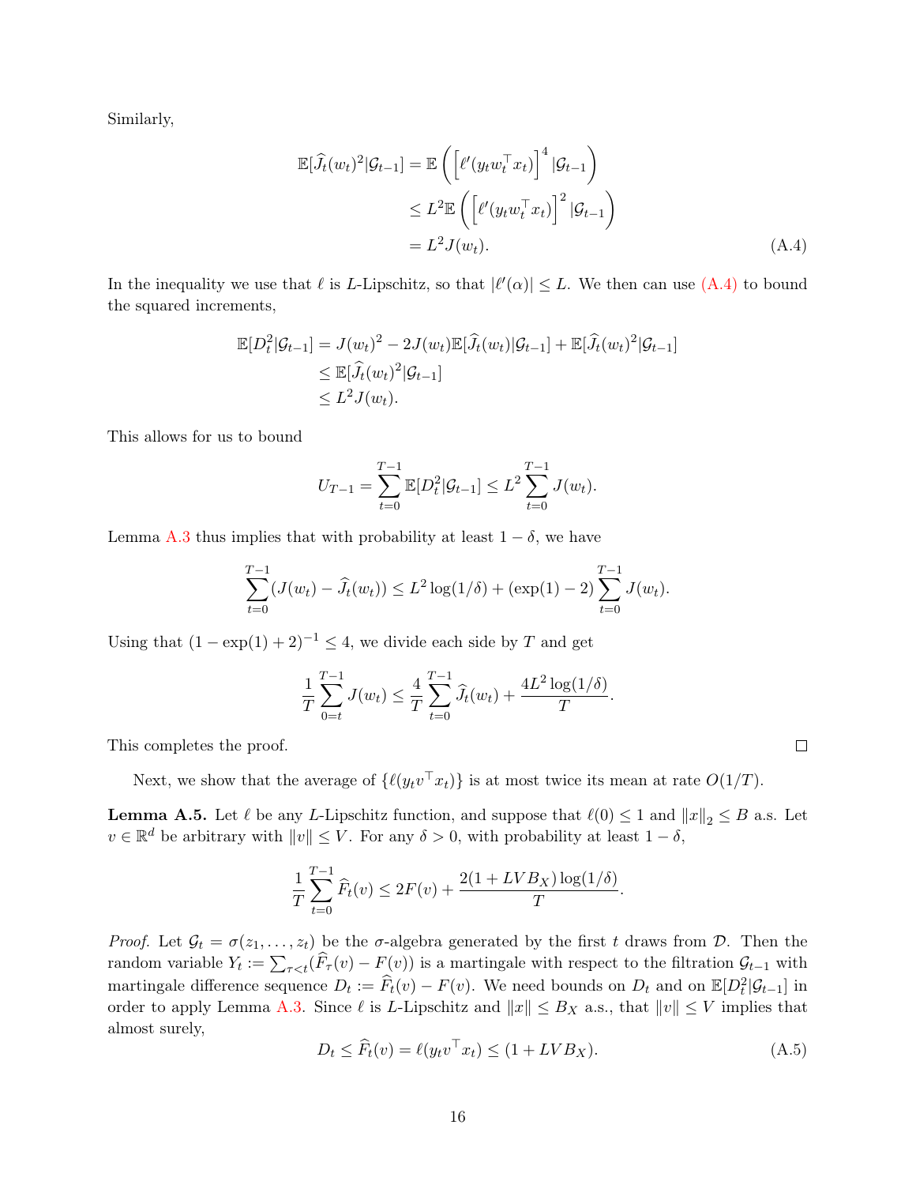Similarly,

$$
\begin{aligned}
\mathbb{E}[\widehat{J}_t(w_t)^2|\mathcal{G}_{t-1}] &= \mathbb{E}\left(\left[\ell'(y_t w_t^\top x_t)\right]^4 |\mathcal{G}_{t-1}\right) \\
&\le L^2 \mathbb{E}\left(\left[\ell'(y_t w_t^\top x_t)\right]^2 |\mathcal{G}_{t-1}\right) \\
&= L^2 J(w_t).
\end{aligned} \tag{A.4}
$$

In the inequality we use that $\ell$ is $L$-Lipschitz, so that $|\ell'(\alpha)| \le L$. We then can use (A.4) to bound the squared increments,

$$
\begin{aligned}
\mathbb{E}[D_t^2|\mathcal{G}_{t-1}] &= J(w_t)^2 - 2J(w_t)\mathbb{E}[\widehat{J}_t(w_t)|\mathcal{G}_{t-1}] + \mathbb{E}[\widehat{J}_t(w_t)^2|\mathcal{G}_{t-1}] \\
&\le \mathbb{E}[\widehat{J}_t(w_t)^2|\mathcal{G}_{t-1}] \\
&\le L^2 J(w_t).
\end{aligned}
$$

This allows for us to bound

$$
U_{T-1} = \sum_{t=0}^{T-1} \mathbb{E}[D_t^2|\mathcal{G}_{t-1}] \le L^2 \sum_{t=0}^{T-1} J(w_t).
$$

Lemma A.3 thus implies that with probability at least $1-\delta$, we have

$$
\sum_{t=0}^{T-1} (J(w_t) - \widehat{J}_t(w_t)) \le L^2 \log(1/\delta) + (\exp(1) - 2) \sum_{t=0}^{T-1} J(w_t).
$$

Using that $(1 - \exp(1) + 2)^{-1} \le 4$, we divide each side by $T$ and get

$$
\frac{1}{T} \sum_{0=t}^{T-1} J(w_t) \le \frac{4}{T} \sum_{t=0}^{T-1} \widehat{J}_t(w_t) + \frac{4L^2 \log(1/\delta)}{T}.
$$

This completes the proof. $\square$

Next, we show that the average of $\{\ell(y_t v^\top x_t)\}$ is at most twice its mean at rate $O(1/T)$.

**Lemma A.5.** *Let $\ell$ be any $L$-Lipschitz function, and suppose that $\ell(0) \le 1$ and $\|x\|_2 \le B$ a.s. Let $v \in \mathbb{R}^d$ be arbitrary with $\|v\| \le V$. For any $\delta > 0$, with probability at least $1-\delta$,*

$$
\frac{1}{T} \sum_{t=0}^{T-1} \widehat{F}_t(v) \le 2F(v) + \frac{2(1 + LVB_X)\log(1/\delta)}{T}.
$$

*Proof.* Let $\mathcal{G}_t = \sigma(z_1, \ldots, z_t)$ be the $\sigma$-algebra generated by the first $t$ draws from $\mathcal{D}$. Then the random variable $Y_t := \sum_{\tau<t}(\widehat{F}_\tau(v) - F(v))$ is a martingale with respect to the filtration $\mathcal{G}_{t-1}$ with martingale difference sequence $D_t := \widehat{F}_t(v) - F(v)$. We need bounds on $D_t$ and on $\mathbb{E}[D_t^2|\mathcal{G}_{t-1}]$ in order to apply Lemma A.3. Since $\ell$ is $L$-Lipschitz and $\|x\| \le B_X$ a.s., that $\|v\| \le V$ implies that almost surely,

$$
D_t \le \widehat{F}_t(v) = \ell(y_t v^\top x_t) \le (1 + LVB_X). \tag{A.5}
$$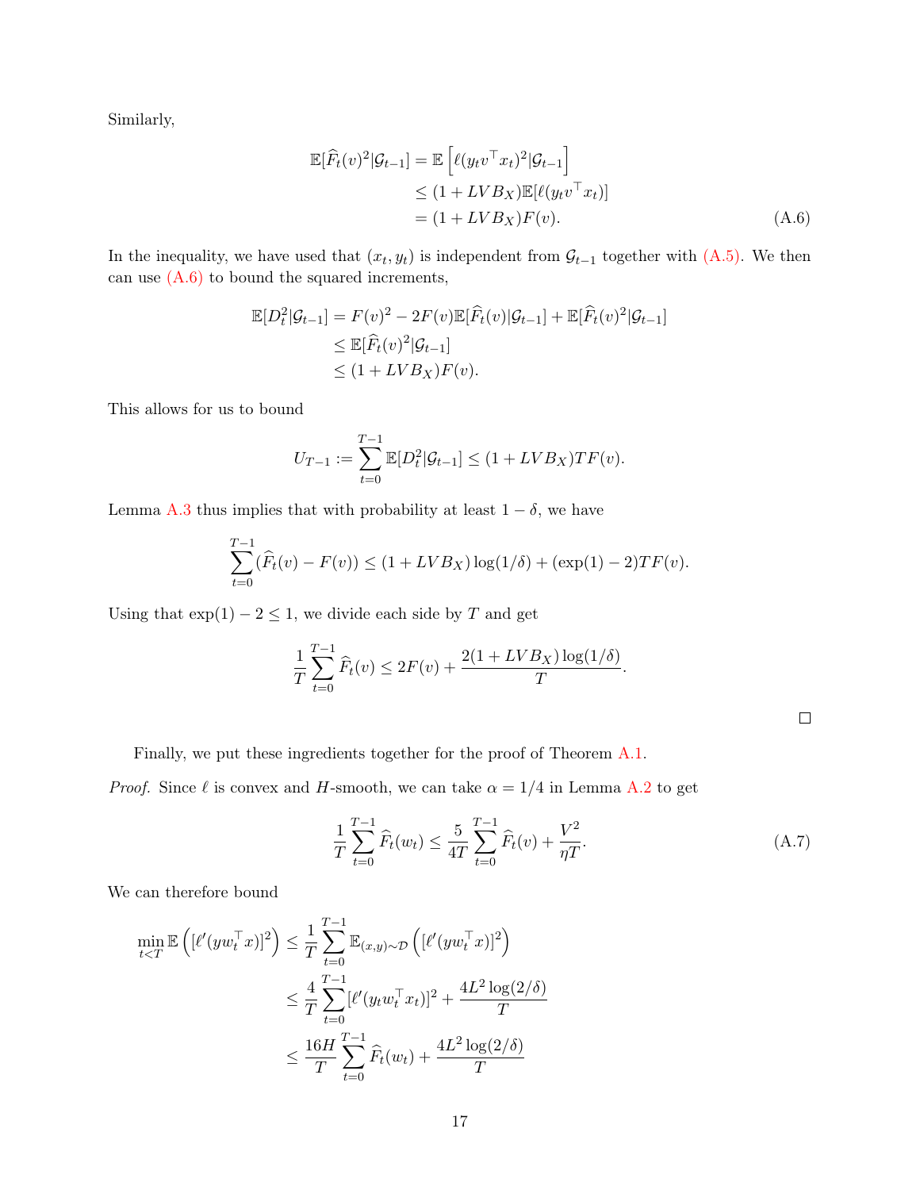Similarly,

$$
\begin{aligned}
\mathbb{E}[\widehat{F}_t(v)^2|\mathcal{G}_{t-1}] &= \mathbb{E}\left[\ell(y_t v^\top x_t)^2|\mathcal{G}_{t-1}\right] \\
&\le (1 + LVB_X)\mathbb{E}[\ell(y_t v^\top x_t)] \\
&= (1 + LVB_X)F(v). \qquad \text{(A.6)}
\end{aligned}
$$

In the inequality, we have used that $(x_t, y_t)$ is independent from $\mathcal{G}_{t-1}$ together with (A.5). We then can use (A.6) to bound the squared increments,

$$
\begin{aligned}
\mathbb{E}[D_t^2|\mathcal{G}_{t-1}] &= F(v)^2 - 2F(v)\mathbb{E}[\widehat{F}_t(v)|\mathcal{G}_{t-1}] + \mathbb{E}[\widehat{F}_t(v)^2|\mathcal{G}_{t-1}] \\
&\le \mathbb{E}[\widehat{F}_t(v)^2|\mathcal{G}_{t-1}] \\
&\le (1 + LVB_X)F(v).
\end{aligned}
$$

This allows for us to bound

$$
U_{T-1} := \sum_{t=0}^{T-1} \mathbb{E}[D_t^2|\mathcal{G}_{t-1}] \le (1 + LVB_X)TF(v).
$$

Lemma A.3 thus implies that with probability at least $1 - \delta$, we have

$$
\sum_{t=0}^{T-1} (\widehat{F}_t(v) - F(v)) \le (1 + LVB_X)\log(1/\delta) + (\exp(1) - 2)TF(v).
$$

Using that $\exp(1) - 2 \le 1$, we divide each side by $T$ and get

$$
\frac{1}{T}\sum_{t=0}^{T-1} \widehat{F}_t(v) \le 2F(v) + \frac{2(1 + LVB_X)\log(1/\delta)}{T}.
$$

□

Finally, we put these ingredients together for the proof of Theorem A.1.

*Proof.* Since $\ell$ is convex and $H$-smooth, we can take $\alpha = 1/4$ in Lemma A.2 to get

$$
\frac{1}{T}\sum_{t=0}^{T-1} \widehat{F}_t(w_t) \le \frac{5}{4T}\sum_{t=0}^{T-1} \widehat{F}_t(v) + \frac{V^2}{\eta T}. \qquad \text{(A.7)}
$$

We can therefore bound

$$
\begin{aligned}
\min_{t<T} \mathbb{E}\left([\ell'(y w_t^\top x)]^2\right) &\le \frac{1}{T}\sum_{t=0}^{T-1} \mathbb{E}_{(x,y)\sim\mathcal{D}}\left([\ell'(y w_t^\top x)]^2\right) \\
&\le \frac{4}{T}\sum_{t=0}^{T-1} [\ell'(y_t w_t^\top x_t)]^2 + \frac{4L^2\log(2/\delta)}{T} \\
&\le \frac{16H}{T}\sum_{t=0}^{T-1} \widehat{F}_t(w_t) + \frac{4L^2\log(2/\delta)}{T}
\end{aligned}
$$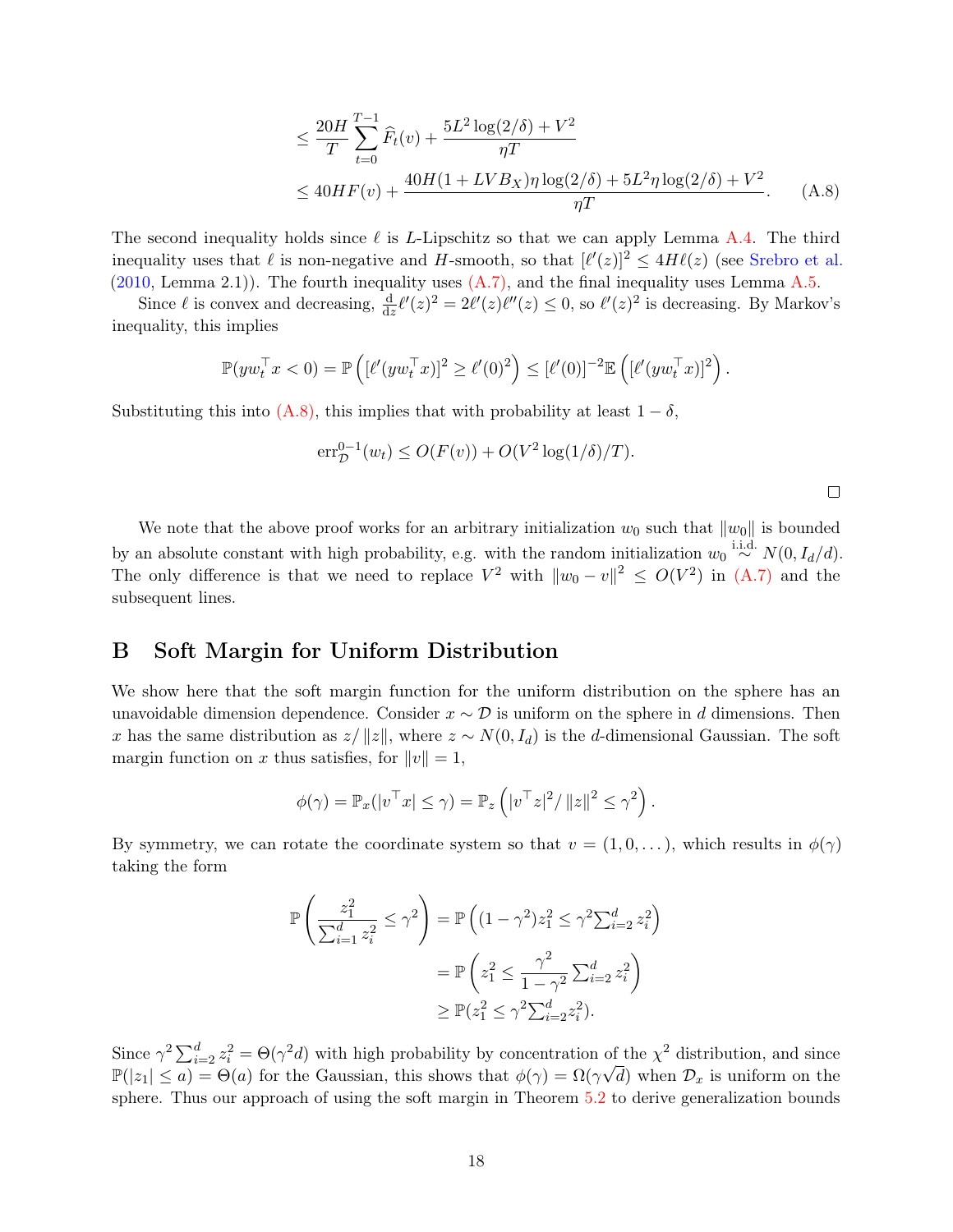$$
\begin{aligned}
&\leq \frac{20H}{T}\sum_{t=0}^{T-1}\widehat{F}_t(v) + \frac{5L^2\log(2/\delta)+V^2}{\eta T} \\
&\leq 40HF(v) + \frac{40H(1+LVB_X)\eta\log(2/\delta) + 5L^2\eta\log(2/\delta)+V^2}{\eta T}. \qquad \text{(A.8)}
\end{aligned}
$$

The second inequality holds since $\ell$ is $L$-Lipschitz so that we can apply Lemma A.4. The third inequality uses that $\ell$ is non-negative and $H$-smooth, so that $[\ell'(z)]^2 \leq 4H\ell(z)$ (see Srebro et al. (2010, Lemma 2.1)). The fourth inequality uses (A.7), and the final inequality uses Lemma A.5.

Since $\ell$ is convex and decreasing, $\frac{\mathrm{d}}{\mathrm{d}z}\ell'(z)^2 = 2\ell'(z)\ell''(z) \leq 0$, so $\ell'(z)^2$ is decreasing. By Markov's inequality, this implies

$$
\mathbb{P}(yw_t^\top x < 0) = \mathbb{P}\left([\ell'(yw_t^\top x)]^2 \geq \ell'(0)^2\right) \leq [\ell'(0)]^{-2}\mathbb{E}\left([\ell'(yw_t^\top x)]^2\right).
$$

Substituting this into (A.8), this implies that with probability at least $1-\delta$,

$$
\mathrm{err}_{\mathcal{D}}^{0-1}(w_t) \leq O(F(v)) + O(V^2\log(1/\delta)/T).
$$

□

We note that the above proof works for an arbitrary initialization $w_0$ such that $\|w_0\|$ is bounded by an absolute constant with high probability, e.g. with the random initialization $w_0 \overset{\text{i.i.d.}}{\sim} N(0, I_d/d)$. The only difference is that we need to replace $V^2$ with $\|w_0 - v\|^2 \leq O(V^2)$ in (A.7) and the subsequent lines.

# B Soft Margin for Uniform Distribution

We show here that the soft margin function for the uniform distribution on the sphere has an unavoidable dimension dependence. Consider $x \sim \mathcal{D}$ is uniform on the sphere in $d$ dimensions. Then $x$ has the same distribution as $z/\|z\|$, where $z \sim N(0, I_d)$ is the $d$-dimensional Gaussian. The soft margin function on $x$ thus satisfies, for $\|v\| = 1$,

$$
\phi(\gamma) = \mathbb{P}_x(|v^\top x| \leq \gamma) = \mathbb{P}_z\left(|v^\top z|^2/\|z\|^2 \leq \gamma^2\right).
$$

By symmetry, we can rotate the coordinate system so that $v = (1, 0, \dots)$, which results in $\phi(\gamma)$ taking the form

$$
\begin{aligned}
\mathbb{P}\left(\frac{z_1^2}{\sum_{i=1}^d z_i^2} \leq \gamma^2\right) &= \mathbb{P}\left((1-\gamma^2)z_1^2 \leq \gamma^2 \textstyle\sum_{i=2}^d z_i^2\right) \\
&= \mathbb{P}\left(z_1^2 \leq \frac{\gamma^2}{1-\gamma^2}\textstyle\sum_{i=2}^d z_i^2\right) \\
&\geq \mathbb{P}(z_1^2 \leq \gamma^2 \textstyle\sum_{i=2}^d z_i^2).
\end{aligned}
$$

Since $\gamma^2\sum_{i=2}^d z_i^2 = \Theta(\gamma^2 d)$ with high probability by concentration of the $\chi^2$ distribution, and since $\mathbb{P}(|z_1| \leq a) = \Theta(a)$ for the Gaussian, this shows that $\phi(\gamma) = \Omega(\gamma\sqrt{d})$ when $\mathcal{D}_x$ is uniform on the sphere. Thus our approach of using the soft margin in Theorem 5.2 to derive generalization bounds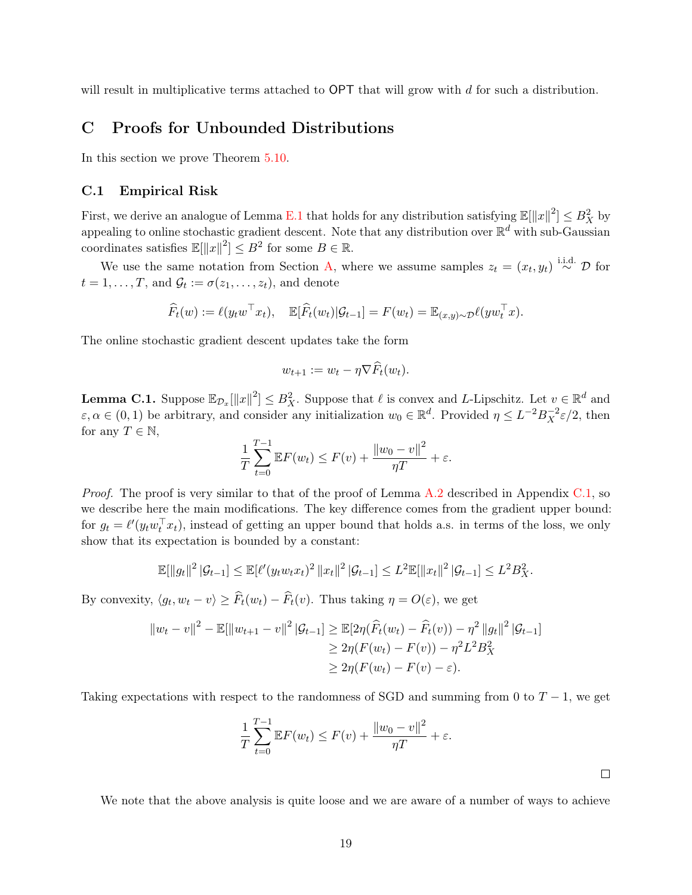will result in multiplicative terms attached to $\mathsf{OPT}$ that will grow with $d$ for such a distribution.

# C Proofs for Unbounded Distributions

In this section we prove Theorem 5.10.

## C.1 Empirical Risk

First, we derive an analogue of Lemma E.1 that holds for any distribution satisfying $\mathbb{E}[\|x\|^2] \leq B_X^2$ by appealing to online stochastic gradient descent. Note that any distribution over $\mathbb{R}^d$ with sub-Gaussian coordinates satisfies $\mathbb{E}[\|x\|^2] \leq B^2$ for some $B \in \mathbb{R}$.

We use the same notation from Section A, where we assume samples $z_t = (x_t, y_t) \overset{\text{i.i.d.}}{\sim} \mathcal{D}$ for $t = 1, \ldots, T$, and $\mathcal{G}_t := \sigma(z_1, \ldots, z_t)$, and denote

$$\widehat{F}_t(w) := \ell(y_t w^\top x_t), \quad \mathbb{E}[\widehat{F}_t(w_t) | \mathcal{G}_{t-1}] = F(w_t) = \mathbb{E}_{(x,y)\sim\mathcal{D}} \ell(y w_t^\top x).$$

The online stochastic gradient descent updates take the form

$$w_{t+1} := w_t - \eta \nabla \widehat{F}_t(w_t).$$

**Lemma C.1.** Suppose $\mathbb{E}_{\mathcal{D}_x}[\|x\|^2] \leq B_X^2$. Suppose that $\ell$ is convex and $L$-Lipschitz. Let $v \in \mathbb{R}^d$ and $\varepsilon, \alpha \in (0,1)$ be arbitrary, and consider any initialization $w_0 \in \mathbb{R}^d$. Provided $\eta \leq L^{-2} B_X^{-2} \varepsilon / 2$, then for any $T \in \mathbb{N}$,

$$\frac{1}{T} \sum_{t=0}^{T-1} \mathbb{E} F(w_t) \leq F(v) + \frac{\|w_0 - v\|^2}{\eta T} + \varepsilon.$$

*Proof.* The proof is very similar to that of the proof of Lemma A.2 described in Appendix C.1, so we describe here the main modifications. The key difference comes from the gradient upper bound: for $g_t = \ell'(y_t w_t^\top x_t)$, instead of getting an upper bound that holds a.s. in terms of the loss, we only show that its expectation is bounded by a constant:

$$\mathbb{E}[\|g_t\|^2 | \mathcal{G}_{t-1}] \leq \mathbb{E}[\ell'(y_t w_t x_t)^2 \|x_t\|^2 | \mathcal{G}_{t-1}] \leq L^2 \mathbb{E}[\|x_t\|^2 | \mathcal{G}_{t-1}] \leq L^2 B_X^2.$$

By convexity, $\langle g_t, w_t - v \rangle \geq \widehat{F}_t(w_t) - \widehat{F}_t(v)$. Thus taking $\eta = O(\varepsilon)$, we get

$$\begin{aligned}
\|w_t - v\|^2 - \mathbb{E}[\|w_{t+1} - v\|^2 | \mathcal{G}_{t-1}] &\geq \mathbb{E}[2\eta(\widehat{F}_t(w_t) - \widehat{F}_t(v)) - \eta^2 \|g_t\|^2 | \mathcal{G}_{t-1}] \\
&\geq 2\eta(F(w_t) - F(v)) - \eta^2 L^2 B_X^2 \\
&\geq 2\eta(F(w_t) - F(v) - \varepsilon).
\end{aligned}$$

Taking expectations with respect to the randomness of SGD and summing from 0 to $T-1$, we get

$$\frac{1}{T} \sum_{t=0}^{T-1} \mathbb{E} F(w_t) \leq F(v) + \frac{\|w_0 - v\|^2}{\eta T} + \varepsilon.$$

$\square$

We note that the above analysis is quite loose and we are aware of a number of ways to achieve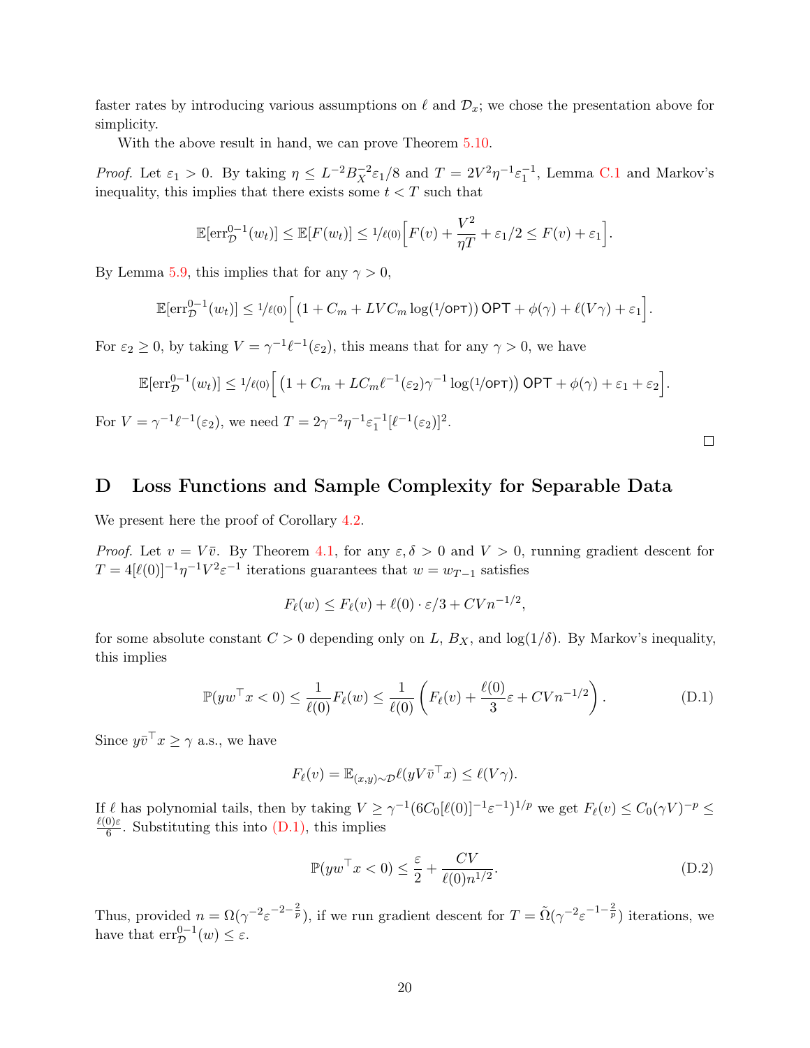faster rates by introducing various assumptions on $\ell$ and $\mathcal{D}_x$; we chose the presentation above for simplicity.

With the above result in hand, we can prove Theorem 5.10.

*Proof.* Let $\varepsilon_1 > 0$. By taking $\eta \le L^{-2}B_X^{-2}\varepsilon_1/8$ and $T = 2V^2\eta^{-1}\varepsilon_1^{-1}$, Lemma C.1 and Markov's inequality, this implies that there exists some $t < T$ such that

$$\mathbb{E}[\mathrm{err}_{\mathcal{D}}^{0-1}(w_t)] \le \mathbb{E}[F(w_t)] \le {}^{1}\!/\!_{\ell(0)}\Big[F(v) + \frac{V^2}{\eta T} + \varepsilon_1/2 \le F(v) + \varepsilon_1\Big].$$

By Lemma 5.9, this implies that for any $\gamma > 0$,

$$\mathbb{E}[\mathrm{err}_{\mathcal{D}}^{0-1}(w_t)] \le {}^{1}\!/\!_{\ell(0)}\Big[\,(1 + C_m + LVC_m\log({}^{1}\!/\!_{\mathsf{OPT}}))\,\mathsf{OPT} + \phi(\gamma) + \ell(V\gamma) + \varepsilon_1\Big].$$

For $\varepsilon_2 \ge 0$, by taking $V = \gamma^{-1}\ell^{-1}(\varepsilon_2)$, this means that for any $\gamma > 0$, we have

$$\mathbb{E}[\mathrm{err}_{\mathcal{D}}^{0-1}(w_t)] \le {}^{1}\!/\!_{\ell(0)}\Big[\,\big(1 + C_m + LC_m\ell^{-1}(\varepsilon_2)\gamma^{-1}\log({}^{1}\!/\!_{\mathsf{OPT}})\big)\,\mathsf{OPT} + \phi(\gamma) + \varepsilon_1 + \varepsilon_2\Big].$$

For $V = \gamma^{-1}\ell^{-1}(\varepsilon_2)$, we need $T = 2\gamma^{-2}\eta^{-1}\varepsilon_1^{-1}[\ell^{-1}(\varepsilon_2)]^2$. □

# D Loss Functions and Sample Complexity for Separable Data

We present here the proof of Corollary 4.2.

*Proof.* Let $v = V\bar{v}$. By Theorem 4.1, for any $\varepsilon, \delta > 0$ and $V > 0$, running gradient descent for $T = 4[\ell(0)]^{-1}\eta^{-1}V^2\varepsilon^{-1}$ iterations guarantees that $w = w_{T-1}$ satisfies

$$F_\ell(w) \le F_\ell(v) + \ell(0)\cdot\varepsilon/3 + CVn^{-1/2},$$

for some absolute constant $C > 0$ depending only on $L$, $B_X$, and $\log(1/\delta)$. By Markov's inequality, this implies

$$\mathbb{P}(yw^\top x < 0) \le \frac{1}{\ell(0)}F_\ell(w) \le \frac{1}{\ell(0)}\left(F_\ell(v) + \frac{\ell(0)}{3}\varepsilon + CVn^{-1/2}\right). \tag{D.1}$$

Since $y\bar{v}^\top x \ge \gamma$ a.s., we have

$$F_\ell(v) = \mathbb{E}_{(x,y)\sim\mathcal{D}}\ell(yV\bar{v}^\top x) \le \ell(V\gamma).$$

If $\ell$ has polynomial tails, then by taking $V \ge \gamma^{-1}(6C_0[\ell(0)]^{-1}\varepsilon^{-1})^{1/p}$ we get $F_\ell(v) \le C_0(\gamma V)^{-p} \le \frac{\ell(0)\varepsilon}{6}$. Substituting this into (D.1), this implies

$$\mathbb{P}(yw^\top x < 0) \le \frac{\varepsilon}{2} + \frac{CV}{\ell(0)n^{1/2}}. \tag{D.2}$$

Thus, provided $n = \Omega(\gamma^{-2}\varepsilon^{-2-\frac{2}{p}})$, if we run gradient descent for $T = \tilde{\Omega}(\gamma^{-2}\varepsilon^{-1-\frac{2}{p}})$ iterations, we have that $\mathrm{err}_{\mathcal{D}}^{0-1}(w) \le \varepsilon$.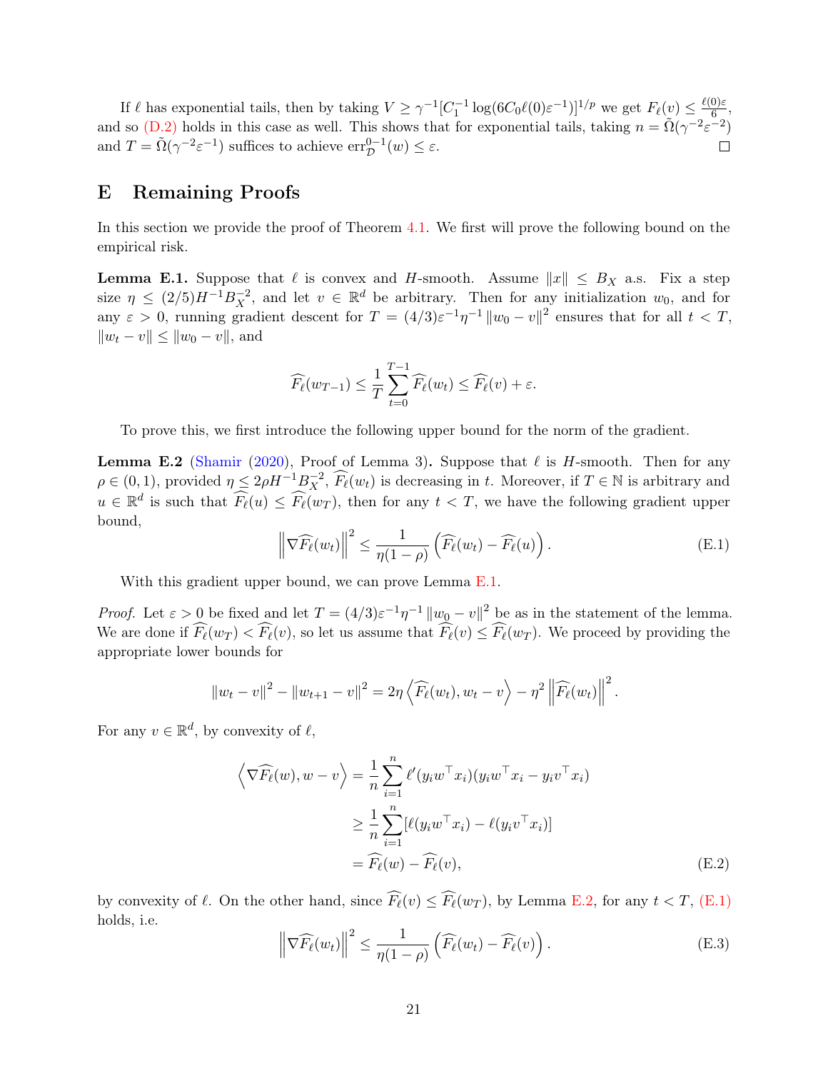If $\ell$ has exponential tails, then by taking $V \geq \gamma^{-1}[C_1^{-1} \log(6C_0\ell(0)\varepsilon^{-1})]^{1/p}$ we get $F_\ell(v) \leq \frac{\ell(0)\varepsilon}{6}$, and so (D.2) holds in this case as well. This shows that for exponential tails, taking $n = \tilde{\Omega}(\gamma^{-2}\varepsilon^{-2})$ and $T = \tilde{\Omega}(\gamma^{-2}\varepsilon^{-1})$ suffices to achieve $\mathrm{err}_{\mathcal{D}}^{0-1}(w) \leq \varepsilon$. ◻

# E Remaining Proofs

In this section we provide the proof of Theorem 4.1. We first will prove the following bound on the empirical risk.

**Lemma E.1.** Suppose that $\ell$ is convex and $H$-smooth. Assume $\|x\| \leq B_X$ a.s. Fix a step size $\eta \leq (2/5)H^{-1}B_X^{-2}$, and let $v \in \mathbb{R}^d$ be arbitrary. Then for any initialization $w_0$, and for any $\varepsilon > 0$, running gradient descent for $T = (4/3)\varepsilon^{-1}\eta^{-1}\|w_0 - v\|^2$ ensures that for all $t < T$, $\|w_t - v\| \leq \|w_0 - v\|$, and

$$\widehat{F_\ell}(w_{T-1}) \leq \frac{1}{T}\sum_{t=0}^{T-1} \widehat{F_\ell}(w_t) \leq \widehat{F_\ell}(v) + \varepsilon.$$

To prove this, we first introduce the following upper bound for the norm of the gradient.

**Lemma E.2** (Shamir (2020), Proof of Lemma 3)**.** Suppose that $\ell$ is $H$-smooth. Then for any $\rho \in (0,1)$, provided $\eta \leq 2\rho H^{-1}B_X^{-2}$, $\widehat{F_\ell}(w_t)$ is decreasing in $t$. Moreover, if $T \in \mathbb{N}$ is arbitrary and $u \in \mathbb{R}^d$ is such that $\widehat{F_\ell}(u) \leq \widehat{F_\ell}(w_T)$, then for any $t < T$, we have the following gradient upper bound,

$$\left\|\nabla\widehat{F_\ell}(w_t)\right\|^2 \leq \frac{1}{\eta(1-\rho)}\left(\widehat{F_\ell}(w_t) - \widehat{F_\ell}(u)\right). \tag{E.1}$$

With this gradient upper bound, we can prove Lemma E.1.

*Proof.* Let $\varepsilon > 0$ be fixed and let $T = (4/3)\varepsilon^{-1}\eta^{-1}\|w_0 - v\|^2$ be as in the statement of the lemma. We are done if $\widehat{F_\ell}(w_T) < \widehat{F_\ell}(v)$, so let us assume that $\widehat{F_\ell}(v) \leq \widehat{F_\ell}(w_T)$. We proceed by providing the appropriate lower bounds for

$$\|w_t - v\|^2 - \|w_{t+1} - v\|^2 = 2\eta\left\langle \widehat{F_\ell}(w_t), w_t - v\right\rangle - \eta^2\left\|\widehat{F_\ell}(w_t)\right\|^2.$$

For any $v \in \mathbb{R}^d$, by convexity of $\ell$,

$$\begin{aligned}
\left\langle \nabla\widehat{F_\ell}(w), w - v\right\rangle &= \frac{1}{n}\sum_{i=1}^n \ell'(y_i w^\top x_i)(y_i w^\top x_i - y_i v^\top x_i) \\
&\geq \frac{1}{n}\sum_{i=1}^n [\ell(y_i w^\top x_i) - \ell(y_i v^\top x_i)] \\
&= \widehat{F_\ell}(w) - \widehat{F_\ell}(v),
\end{aligned} \tag{E.2}$$

by convexity of $\ell$. On the other hand, since $\widehat{F_\ell}(v) \leq \widehat{F_\ell}(w_T)$, by Lemma E.2, for any $t < T$, (E.1) holds, i.e.

$$\left\|\nabla\widehat{F_\ell}(w_t)\right\|^2 \leq \frac{1}{\eta(1-\rho)}\left(\widehat{F_\ell}(w_t) - \widehat{F_\ell}(v)\right). \tag{E.3}$$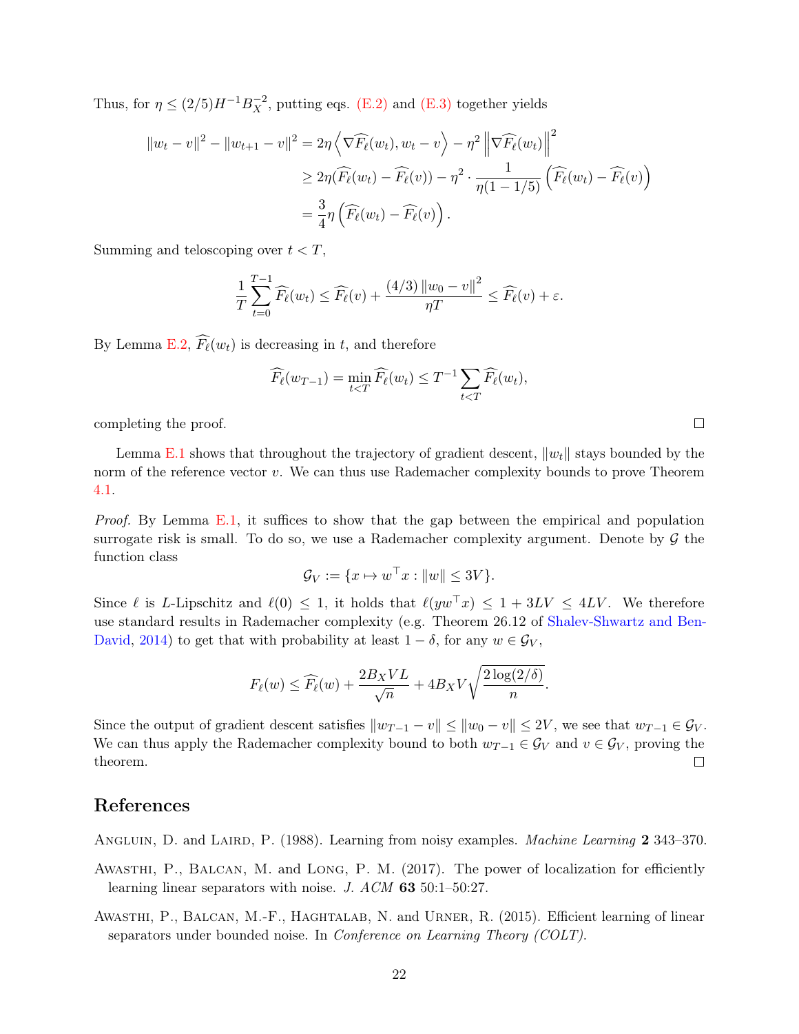Thus, for $\eta \le (2/5)H^{-1}B_X^{-2}$, putting eqs. (E.2) and (E.3) together yields

$$
\begin{aligned}
\|w_t - v\|^2 - \|w_{t+1} - v\|^2 &= 2\eta \left\langle \nabla \widehat{F_\ell}(w_t), w_t - v \right\rangle - \eta^2 \left\| \nabla \widehat{F_\ell}(w_t) \right\|^2 \\
&\ge 2\eta(\widehat{F_\ell}(w_t) - \widehat{F_\ell}(v)) - \eta^2 \cdot \frac{1}{\eta(1 - 1/5)} \left( \widehat{F_\ell}(w_t) - \widehat{F_\ell}(v) \right) \\
&= \frac{3}{4}\eta \left( \widehat{F_\ell}(w_t) - \widehat{F_\ell}(v) \right).
\end{aligned}
$$

Summing and teloscoping over $t < T$,

$$
\frac{1}{T}\sum_{t=0}^{T-1} \widehat{F_\ell}(w_t) \le \widehat{F_\ell}(v) + \frac{(4/3)\|w_0 - v\|^2}{\eta T} \le \widehat{F_\ell}(v) + \varepsilon.
$$

By Lemma E.2, $\widehat{F_\ell}(w_t)$ is decreasing in $t$, and therefore

$$
\widehat{F_\ell}(w_{T-1}) = \min_{t<T} \widehat{F_\ell}(w_t) \le T^{-1} \sum_{t<T} \widehat{F_\ell}(w_t),
$$

completing the proof. ◻

Lemma E.1 shows that throughout the trajectory of gradient descent, $\|w_t\|$ stays bounded by the norm of the reference vector $v$. We can thus use Rademacher complexity bounds to prove Theorem 4.1.

*Proof.* By Lemma E.1, it suffices to show that the gap between the empirical and population surrogate risk is small. To do so, we use a Rademacher complexity argument. Denote by $\mathcal{G}$ the function class

$$
\mathcal{G}_V := \{x \mapsto w^\top x : \|w\| \le 3V\}.
$$

Since $\ell$ is $L$-Lipschitz and $\ell(0) \le 1$, it holds that $\ell(yw^\top x) \le 1 + 3LV \le 4LV$. We therefore use standard results in Rademacher complexity (e.g. Theorem 26.12 of Shalev-Shwartz and Ben-David, 2014) to get that with probability at least $1-\delta$, for any $w \in \mathcal{G}_V$,

$$
F_\ell(w) \le \widehat{F_\ell}(w) + \frac{2B_X VL}{\sqrt{n}} + 4B_X V\sqrt{\frac{2\log(2/\delta)}{n}}.
$$

Since the output of gradient descent satisfies $\|w_{T-1} - v\| \le \|w_0 - v\| \le 2V$, we see that $w_{T-1} \in \mathcal{G}_V$. We can thus apply the Rademacher complexity bound to both $w_{T-1} \in \mathcal{G}_V$ and $v \in \mathcal{G}_V$, proving the theorem. ◻

## References

Angluin, D. and Laird, P. (1988). Learning from noisy examples. *Machine Learning* **2** 343–370.

Awasthi, P., Balcan, M. and Long, P. M. (2017). The power of localization for efficiently learning linear separators with noise. *J. ACM* **63** 50:1–50:27.

Awasthi, P., Balcan, M.-F., Haghtalab, N. and Urner, R. (2015). Efficient learning of linear separators under bounded noise. In *Conference on Learning Theory (COLT)*.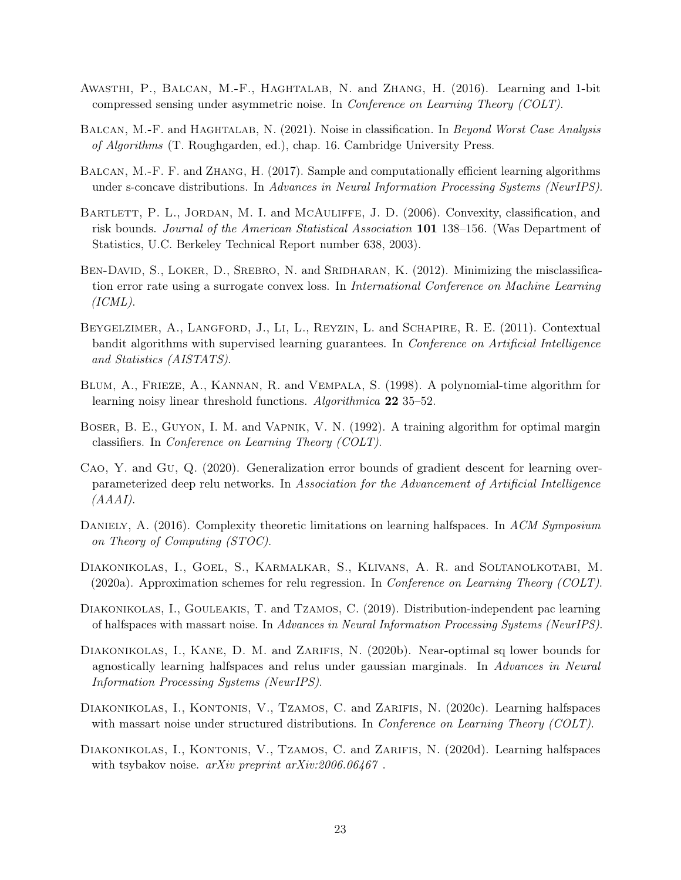Awasthi, P., Balcan, M.-F., Haghtalab, N. and Zhang, H. (2016). Learning and 1-bit compressed sensing under asymmetric noise. In *Conference on Learning Theory (COLT)*.

Balcan, M.-F. and Haghtalab, N. (2021). Noise in classification. In *Beyond Worst Case Analysis of Algorithms* (T. Roughgarden, ed.), chap. 16. Cambridge University Press.

Balcan, M.-F. F. and Zhang, H. (2017). Sample and computationally efficient learning algorithms under s-concave distributions. In *Advances in Neural Information Processing Systems (NeurIPS)*.

Bartlett, P. L., Jordan, M. I. and McAuliffe, J. D. (2006). Convexity, classification, and risk bounds. *Journal of the American Statistical Association* **101** 138–156. (Was Department of Statistics, U.C. Berkeley Technical Report number 638, 2003).

Ben-David, S., Loker, D., Srebro, N. and Sridharan, K. (2012). Minimizing the misclassification error rate using a surrogate convex loss. In *International Conference on Machine Learning (ICML)*.

Beygelzimer, A., Langford, J., Li, L., Reyzin, L. and Schapire, R. E. (2011). Contextual bandit algorithms with supervised learning guarantees. In *Conference on Artificial Intelligence and Statistics (AISTATS)*.

Blum, A., Frieze, A., Kannan, R. and Vempala, S. (1998). A polynomial-time algorithm for learning noisy linear threshold functions. *Algorithmica* **22** 35–52.

Boser, B. E., Guyon, I. M. and Vapnik, V. N. (1992). A training algorithm for optimal margin classifiers. In *Conference on Learning Theory (COLT)*.

Cao, Y. and Gu, Q. (2020). Generalization error bounds of gradient descent for learning over-parameterized deep relu networks. In *Association for the Advancement of Artificial Intelligence (AAAI)*.

Daniely, A. (2016). Complexity theoretic limitations on learning halfspaces. In *ACM Symposium on Theory of Computing (STOC)*.

Diakonikolas, I., Goel, S., Karmalkar, S., Klivans, A. R. and Soltanolkotabi, M. (2020a). Approximation schemes for relu regression. In *Conference on Learning Theory (COLT)*.

Diakonikolas, I., Gouleakis, T. and Tzamos, C. (2019). Distribution-independent pac learning of halfspaces with massart noise. In *Advances in Neural Information Processing Systems (NeurIPS)*.

Diakonikolas, I., Kane, D. M. and Zarifis, N. (2020b). Near-optimal sq lower bounds for agnostically learning halfspaces and relus under gaussian marginals. In *Advances in Neural Information Processing Systems (NeurIPS)*.

Diakonikolas, I., Kontonis, V., Tzamos, C. and Zarifis, N. (2020c). Learning halfspaces with massart noise under structured distributions. In *Conference on Learning Theory (COLT)*.

Diakonikolas, I., Kontonis, V., Tzamos, C. and Zarifis, N. (2020d). Learning halfspaces with tsybakov noise. *arXiv preprint arXiv:2006.06467* .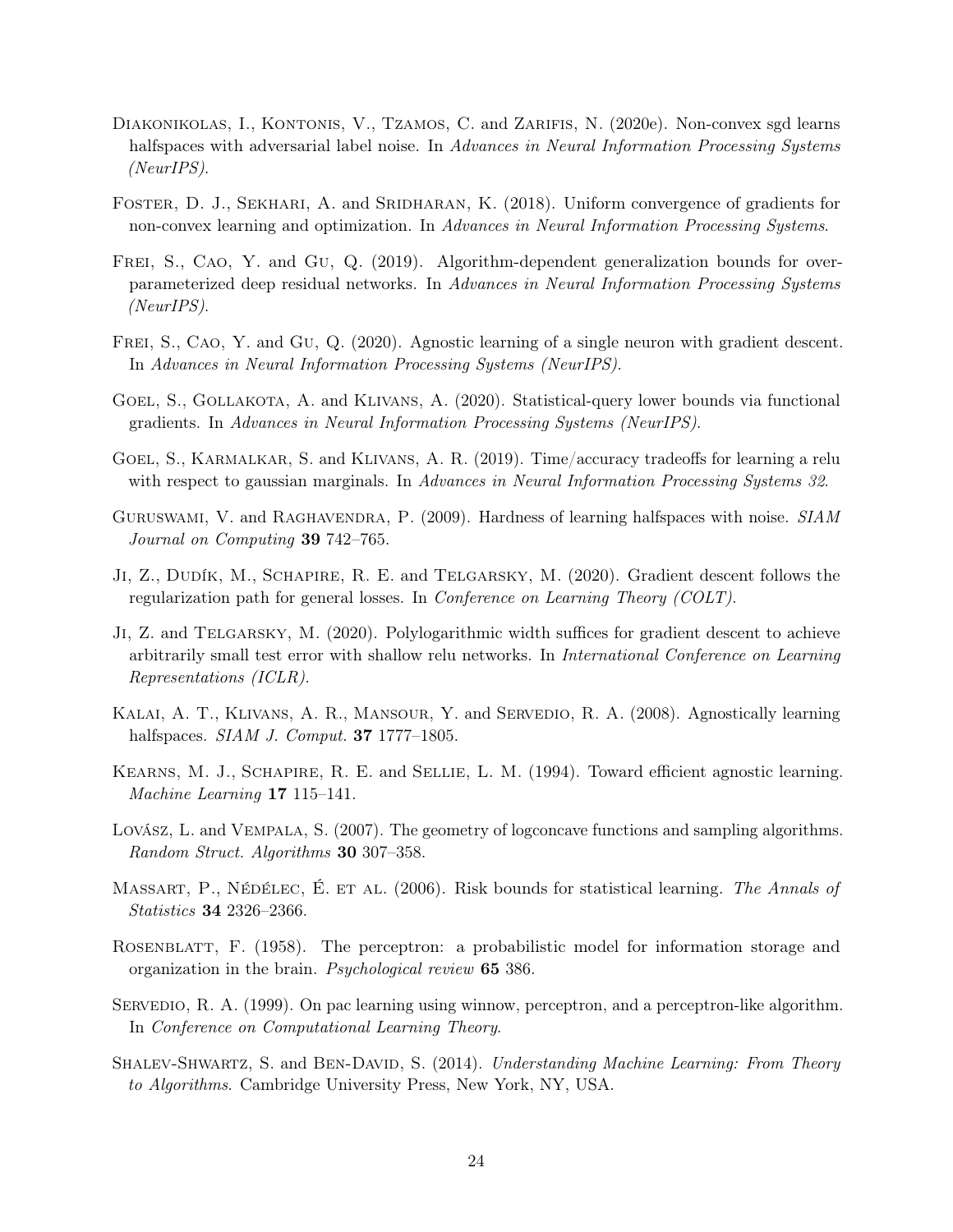Diakonikolas, I., Kontonis, V., Tzamos, C. and Zarifis, N. (2020e). Non-convex sgd learns halfspaces with adversarial label noise. In *Advances in Neural Information Processing Systems (NeurIPS)*.

Foster, D. J., Sekhari, A. and Sridharan, K. (2018). Uniform convergence of gradients for non-convex learning and optimization. In *Advances in Neural Information Processing Systems*.

Frei, S., Cao, Y. and Gu, Q. (2019). Algorithm-dependent generalization bounds for overparameterized deep residual networks. In *Advances in Neural Information Processing Systems (NeurIPS)*.

Frei, S., Cao, Y. and Gu, Q. (2020). Agnostic learning of a single neuron with gradient descent. In *Advances in Neural Information Processing Systems (NeurIPS)*.

Goel, S., Gollakota, A. and Klivans, A. (2020). Statistical-query lower bounds via functional gradients. In *Advances in Neural Information Processing Systems (NeurIPS)*.

Goel, S., Karmalkar, S. and Klivans, A. R. (2019). Time/accuracy tradeoffs for learning a relu with respect to gaussian marginals. In *Advances in Neural Information Processing Systems 32*.

Guruswami, V. and Raghavendra, P. (2009). Hardness of learning halfspaces with noise. *SIAM Journal on Computing* **39** 742–765.

Ji, Z., Dudík, M., Schapire, R. E. and Telgarsky, M. (2020). Gradient descent follows the regularization path for general losses. In *Conference on Learning Theory (COLT)*.

Ji, Z. and Telgarsky, M. (2020). Polylogarithmic width suffices for gradient descent to achieve arbitrarily small test error with shallow relu networks. In *International Conference on Learning Representations (ICLR)*.

Kalai, A. T., Klivans, A. R., Mansour, Y. and Servedio, R. A. (2008). Agnostically learning halfspaces. *SIAM J. Comput.* **37** 1777–1805.

Kearns, M. J., Schapire, R. E. and Sellie, L. M. (1994). Toward efficient agnostic learning. *Machine Learning* **17** 115–141.

Lovász, L. and Vempala, S. (2007). The geometry of logconcave functions and sampling algorithms. *Random Struct. Algorithms* **30** 307–358.

Massart, P., Nédélec, É. et al. (2006). Risk bounds for statistical learning. *The Annals of Statistics* **34** 2326–2366.

Rosenblatt, F. (1958). The perceptron: a probabilistic model for information storage and organization in the brain. *Psychological review* **65** 386.

Servedio, R. A. (1999). On pac learning using winnow, perceptron, and a perceptron-like algorithm. In *Conference on Computational Learning Theory*.

Shalev-Shwartz, S. and Ben-David, S. (2014). *Understanding Machine Learning: From Theory to Algorithms*. Cambridge University Press, New York, NY, USA.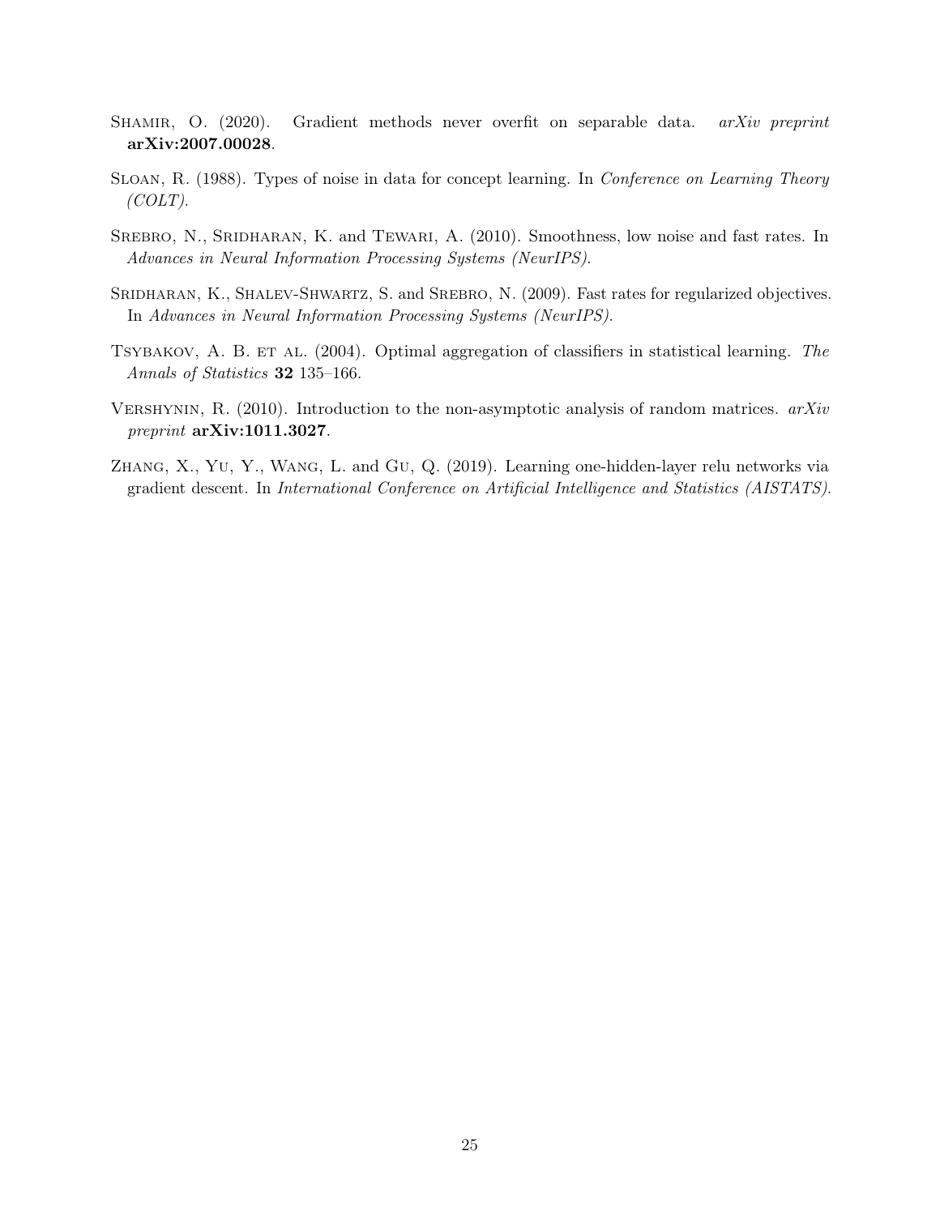Shamir, O. (2020). Gradient methods never overfit on separable data. *arXiv preprint* **arXiv:2007.00028**.

Sloan, R. (1988). Types of noise in data for concept learning. In *Conference on Learning Theory (COLT)*.

Srebro, N., Sridharan, K. and Tewari, A. (2010). Smoothness, low noise and fast rates. In *Advances in Neural Information Processing Systems (NeurIPS)*.

Sridharan, K., Shalev-Shwartz, S. and Srebro, N. (2009). Fast rates for regularized objectives. In *Advances in Neural Information Processing Systems (NeurIPS)*.

Tsybakov, A. B. et al. (2004). Optimal aggregation of classifiers in statistical learning. *The Annals of Statistics* **32** 135–166.

Vershynin, R. (2010). Introduction to the non-asymptotic analysis of random matrices. *arXiv preprint* **arXiv:1011.3027**.

Zhang, X., Yu, Y., Wang, L. and Gu, Q. (2019). Learning one-hidden-layer relu networks via gradient descent. In *International Conference on Artificial Intelligence and Statistics (AISTATS)*.